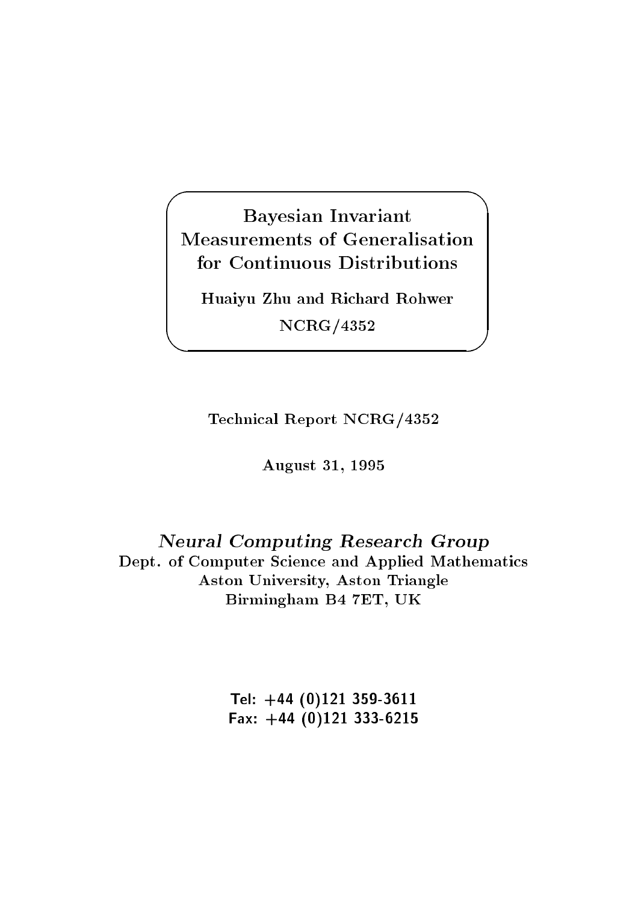# Bayesian Invariant Measurements of Generalisation for Continuous Distributions

**Huaiyu Zhu and Richard Rohwer**

NCRG/4352

Technical Report NCRG/4352

August 31, 1995

*Neural Computing Research Group*
Dept. of Computer Science and Applied Mathematics
Aston University, Aston Triangle
Birmingham B4 7ET, UK

Tel: +44 (0)121 359-3611
Fax: +44 (0)121 333-6215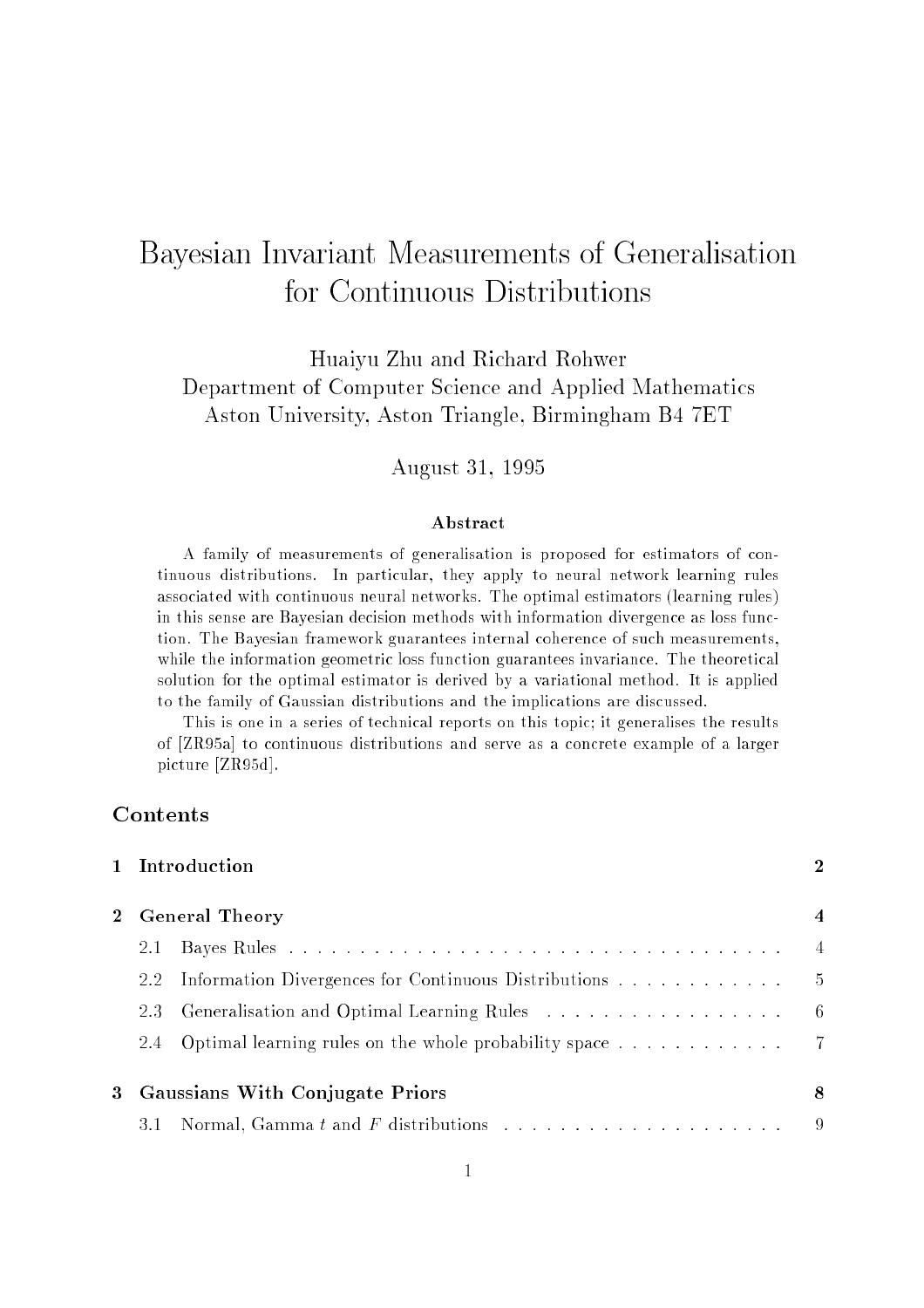# Bayesian Invariant Measurements of Generalisation for Continuous Distributions

Huaiyu Zhu and Richard Rohwer
Department of Computer Science and Applied Mathematics
Aston University, Aston Triangle, Birmingham B4 7ET

August 31, 1995

### Abstract

A family of measurements of generalisation is proposed for estimators of continuous distributions. In particular, they apply to neural network learning rules associated with continuous neural networks. The optimal estimators (learning rules) in this sense are Bayesian decision methods with information divergence as loss function. The Bayesian framework guarantees internal coherence of such measurements, while the information geometric loss function guarantees invariance. The theoretical solution for the optimal estimator is derived by a variational method. It is applied to the family of Gaussian distributions and the implications are discussed.

This is one in a series of technical reports on this topic; it generalises the results of [ZR95a] to continuous distributions and serve as a concrete example of a larger picture [ZR95d].

## Contents

| | | |
|---|---|---|
| **1** | **Introduction** | **2** |
| **2** | **General Theory** | **4** |
| | 2.1 Bayes Rules | 4 |
| | 2.2 Information Divergences for Continuous Distributions | 5 |
| | 2.3 Generalisation and Optimal Learning Rules | 6 |
| | 2.4 Optimal learning rules on the whole probability space | 7 |
| **3** | **Gaussians With Conjugate Priors** | **8** |
| | 3.1 Normal, Gamma $t$ and $F$ distributions | 9 |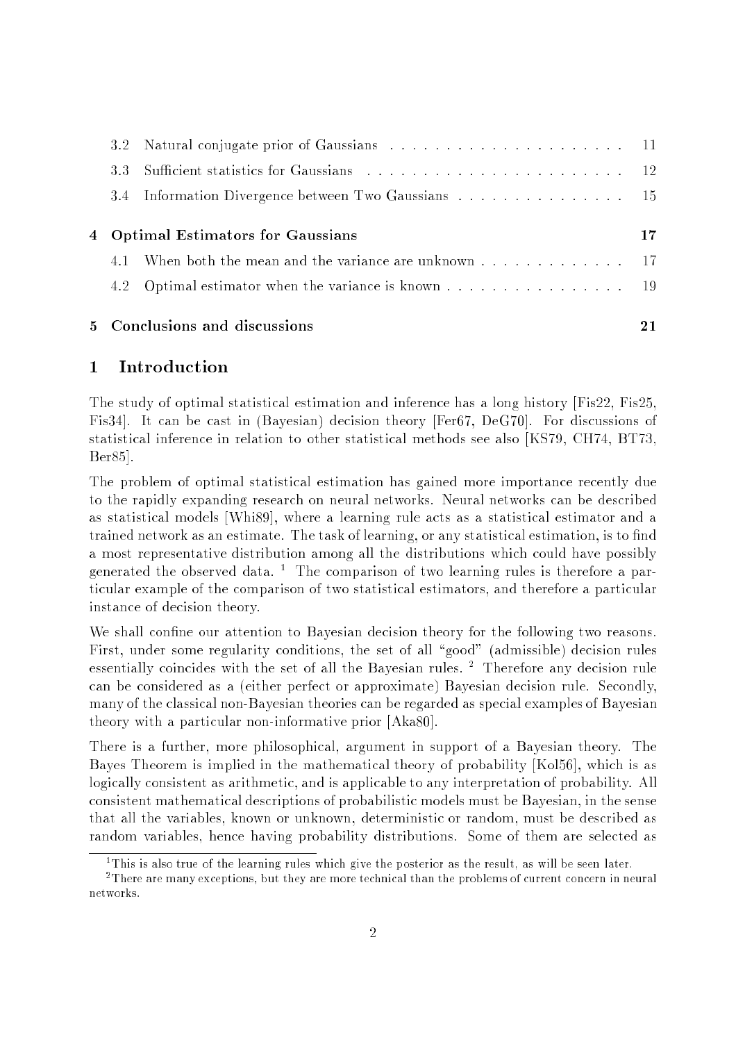| | | |
|---|---|---|
| 3.2 | Natural conjugate prior of Gaussians | 11 |
| 3.3 | Sufficient statistics for Gaussians | 12 |
| 3.4 | Information Divergence between Two Gaussians | 15 |
| **4** | **Optimal Estimators for Gaussians** | **17** |
| 4.1 | When both the mean and the variance are unknown | 17 |
| 4.2 | Optimal estimator when the variance is known | 19 |
| **5** | **Conclusions and discussions** | **21** |

# 1 Introduction

The study of optimal statistical estimation and inference has a long history [Fis22, Fis25, Fis34]. It can be cast in (Bayesian) decision theory [Fer67, DeG70]. For discussions of statistical inference in relation to other statistical methods see also [KS79, CH74, BT73, Ber85].

The problem of optimal statistical estimation has gained more importance recently due to the rapidly expanding research on neural networks. Neural networks can be described as statistical models [Whi89], where a learning rule acts as a statistical estimator and a trained network as an estimate. The task of learning, or any statistical estimation, is to find a most representative distribution among all the distributions which could have possibly generated the observed data. [1] The comparison of two learning rules is therefore a particular example of the comparison of two statistical estimators, and therefore a particular instance of decision theory.

We shall confine our attention to Bayesian decision theory for the following two reasons. First, under some regularity conditions, the set of all "good" (admissible) decision rules essentially coincides with the set of all the Bayesian rules. [2] Therefore any decision rule can be considered as a (either perfect or approximate) Bayesian decision rule. Secondly, many of the classical non-Bayesian theories can be regarded as special examples of Bayesian theory with a particular non-informative prior [Aka80].

There is a further, more philosophical, argument in support of a Bayesian theory. The Bayes Theorem is implied in the mathematical theory of probability [Kol56], which is as logically consistent as arithmetic, and is applicable to any interpretation of probability. All consistent mathematical descriptions of probabilistic models must be Bayesian, in the sense that all the variables, known or unknown, deterministic or random, must be described as random variables, hence having probability distributions. Some of them are selected as

---

[1] This is also true of the learning rules which give the posterior as the result, as will be seen later.

[2] There are many exceptions, but they are more technical than the problems of current concern in neural networks.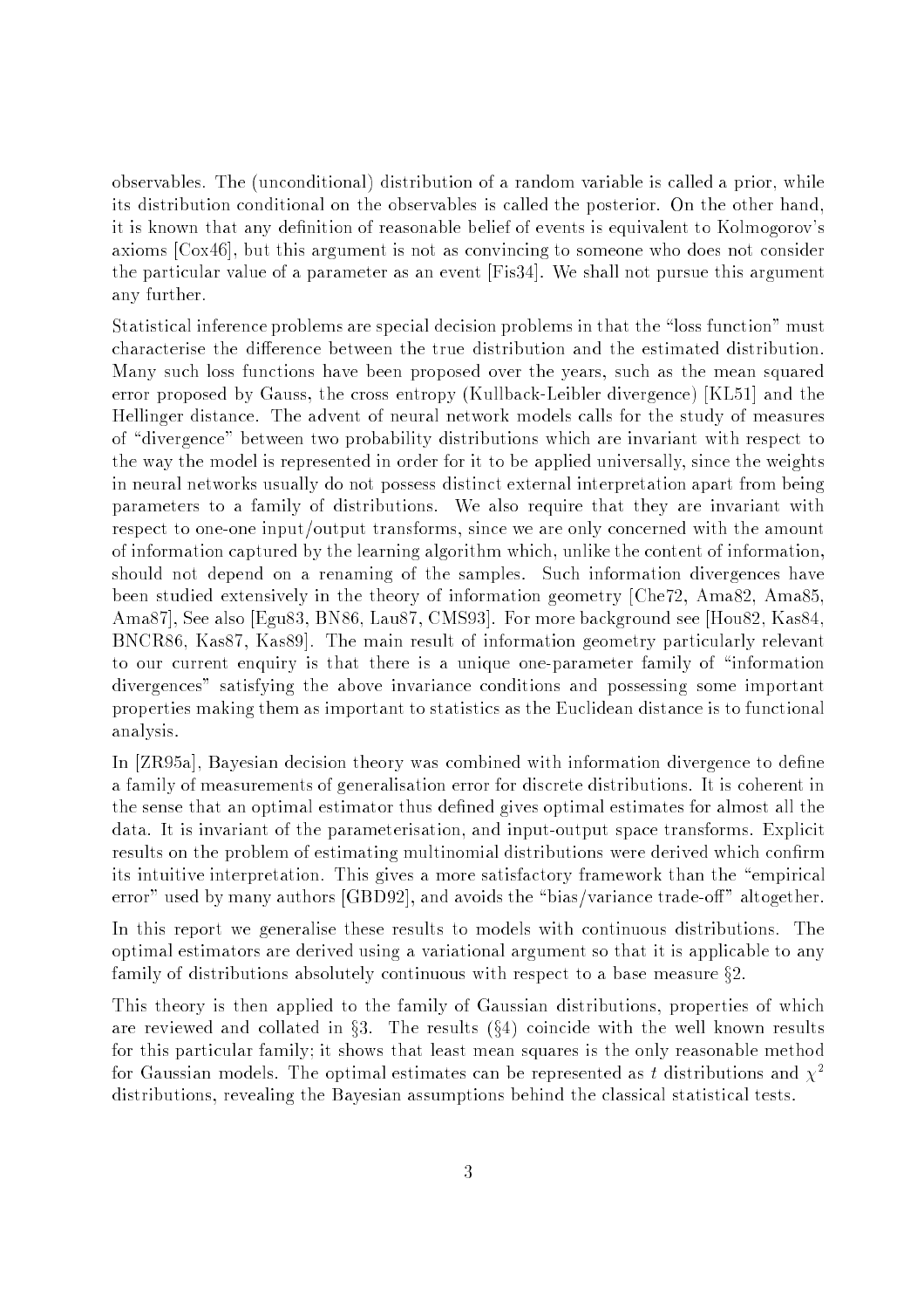observables. The (unconditional) distribution of a random variable is called a prior, while its distribution conditional on the observables is called the posterior. On the other hand, it is known that any definition of reasonable belief of events is equivalent to Kolmogorov's axioms [Cox46], but this argument is not as convincing to someone who does not consider the particular value of a parameter as an event [Fis34]. We shall not pursue this argument any further.

Statistical inference problems are special decision problems in that the "loss function" must characterise the difference between the true distribution and the estimated distribution. Many such loss functions have been proposed over the years, such as the mean squared error proposed by Gauss, the cross entropy (Kullback-Leibler divergence) [KL51] and the Hellinger distance. The advent of neural network models calls for the study of measures of "divergence" between two probability distributions which are invariant with respect to the way the model is represented in order for it to be applied universally, since the weights in neural networks usually do not possess distinct external interpretation apart from being parameters to a family of distributions. We also require that they are invariant with respect to one-one input/output transforms, since we are only concerned with the amount of information captured by the learning algorithm which, unlike the content of information, should not depend on a renaming of the samples. Such information divergences have been studied extensively in the theory of information geometry [Che72, Ama82, Ama85, Ama87], See also [Egu83, BN86, Lau87, CMS93]. For more background see [Hou82, Kas84, BNCR86, Kas87, Kas89]. The main result of information geometry particularly relevant to our current enquiry is that there is a unique one-parameter family of "information divergences" satisfying the above invariance conditions and possessing some important properties making them as important to statistics as the Euclidean distance is to functional analysis.

In [ZR95a], Bayesian decision theory was combined with information divergence to define a family of measurements of generalisation error for discrete distributions. It is coherent in the sense that an optimal estimator thus defined gives optimal estimates for almost all the data. It is invariant of the parameterisation, and input-output space transforms. Explicit results on the problem of estimating multinomial distributions were derived which confirm its intuitive interpretation. This gives a more satisfactory framework than the "empirical error" used by many authors [GBD92], and avoids the "bias/variance trade-off" altogether.

In this report we generalise these results to models with continuous distributions. The optimal estimators are derived using a variational argument so that it is applicable to any family of distributions absolutely continuous with respect to a base measure §2.

This theory is then applied to the family of Gaussian distributions, properties of which are reviewed and collated in §3. The results (§4) coincide with the well known results for this particular family; it shows that least mean squares is the only reasonable method for Gaussian models. The optimal estimates can be represented as $t$ distributions and $\chi^2$ distributions, revealing the Bayesian assumptions behind the classical statistical tests.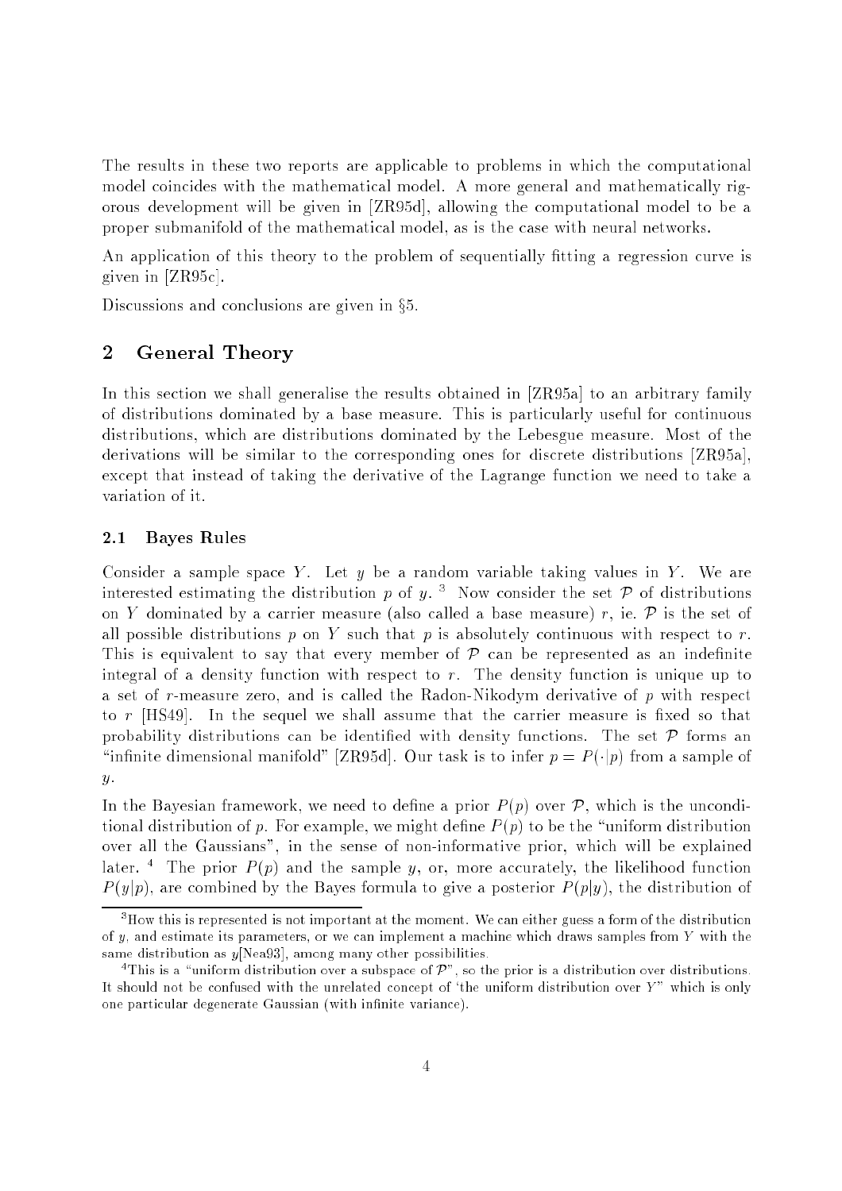The results in these two reports are applicable to problems in which the computational model coincides with the mathematical model. A more general and mathematically rigorous development will be given in [ZR95d], allowing the computational model to be a proper submanifold of the mathematical model, as is the case with neural networks.

An application of this theory to the problem of sequentially fitting a regression curve is given in [ZR95c].

Discussions and conclusions are given in §5.

## 2 General Theory

In this section we shall generalise the results obtained in [ZR95a] to an arbitrary family of distributions dominated by a base measure. This is particularly useful for continuous distributions, which are distributions dominated by the Lebesgue measure. Most of the derivations will be similar to the corresponding ones for discrete distributions [ZR95a], except that instead of taking the derivative of the Lagrange function we need to take a variation of it.

### 2.1 Bayes Rules

Consider a sample space $Y$. Let $y$ be a random variable taking values in $Y$. We are interested estimating the distribution $p$ of $y$. [3] Now consider the set $\mathcal{P}$ of distributions on $Y$ dominated by a carrier measure (also called a base measure) $r$, ie. $\mathcal{P}$ is the set of all possible distributions $p$ on $Y$ such that $p$ is absolutely continuous with respect to $r$. This is equivalent to say that every member of $\mathcal{P}$ can be represented as an indefinite integral of a density function with respect to $r$. The density function is unique up to a set of $r$-measure zero, and is called the Radon-Nikodym derivative of $p$ with respect to $r$ [HS49]. In the sequel we shall assume that the carrier measure is fixed so that probability distributions can be identified with density functions. The set $\mathcal{P}$ forms an "infinite dimensional manifold" [ZR95d]. Our task is to infer $p = P(\cdot|p)$ from a sample of $y$.

In the Bayesian framework, we need to define a prior $P(p)$ over $\mathcal{P}$, which is the unconditional distribution of $p$. For example, we might define $P(p)$ to be the "uniform distribution over all the Gaussians", in the sense of non-informative prior, which will be explained later. [4] The prior $P(p)$ and the sample $y$, or, more accurately, the likelihood function $P(y|p)$, are combined by the Bayes formula to give a posterior $P(p|y)$, the distribution of

[3] How this is represented is not important at the moment. We can either guess a form of the distribution of $y$, and estimate its parameters, or we can implement a machine which draws samples from $Y$ with the same distribution as $y$[Nea93], among many other possibilities.

[4] This is a "uniform distribution over a subspace of $\mathcal{P}$", so the prior is a distribution over distributions. It should not be confused with the unrelated concept of 'the uniform distribution over $Y$" which is only one particular degenerate Gaussian (with infinite variance).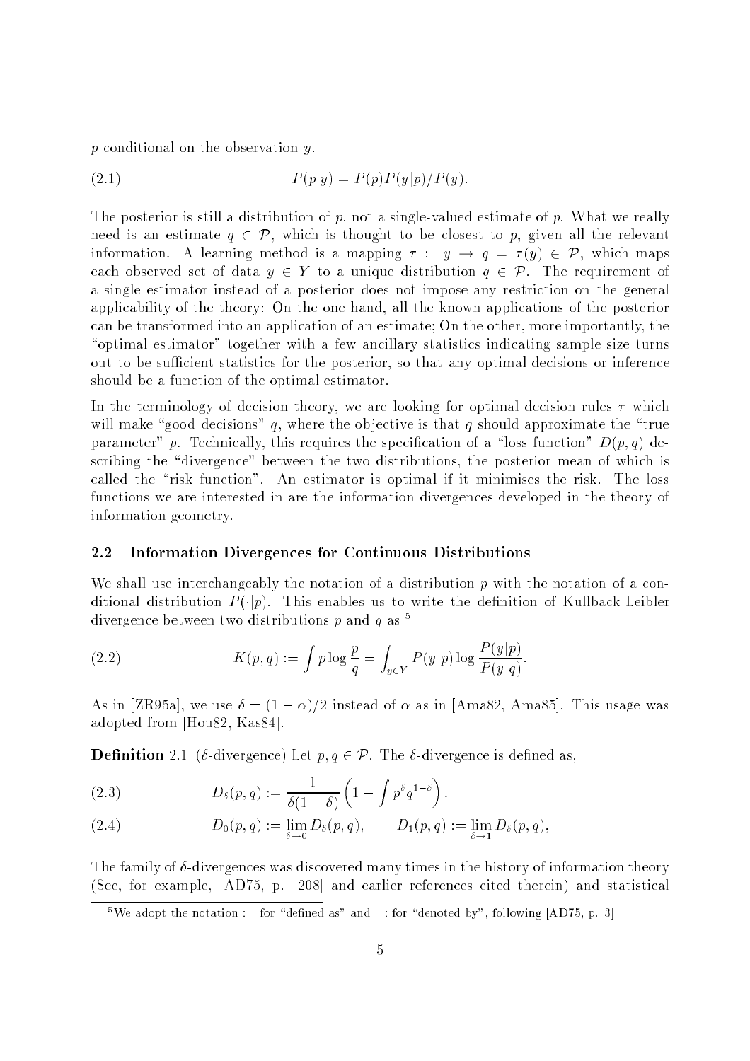$p$ conditional on the observation $y$.

$$P(p|y) = P(p)P(y|p)/P(y). \tag{2.1}$$

The posterior is still a distribution of $p$, not a single-valued estimate of $p$. What we really need is an estimate $q \in \mathcal{P}$, which is thought to be closest to $p$, given all the relevant information. A learning method is a mapping $\tau: \; y \to q = \tau(y) \in \mathcal{P}$, which maps each observed set of data $y \in Y$ to a unique distribution $q \in \mathcal{P}$. The requirement of a single estimator instead of a posterior does not impose any restriction on the general applicability of the theory: On the one hand, all the known applications of the posterior can be transformed into an application of an estimate; On the other, more importantly, the "optimal estimator" together with a few ancillary statistics indicating sample size turns out to be sufficient statistics for the posterior, so that any optimal decisions or inference should be a function of the optimal estimator.

In the terminology of decision theory, we are looking for optimal decision rules $\tau$ which will make "good decisions" $q$, where the objective is that $q$ should approximate the "true parameter" $p$. Technically, this requires the specification of a "loss function" $D(p, q)$ describing the "divergence" between the two distributions, the posterior mean of which is called the "risk function". An estimator is optimal if it minimises the risk. The loss functions we are interested in are the information divergences developed in the theory of information geometry.

## 2.2 Information Divergences for Continuous Distributions

We shall use interchangeably the notation of a distribution $p$ with the notation of a conditional distribution $P(\cdot|p)$. This enables us to write the definition of Kullback-Leibler divergence between two distributions $p$ and $q$ as [5]

$$K(p, q) := \int p \log \frac{p}{q} = \int_{y \in Y} P(y|p) \log \frac{P(y|p)}{P(y|q)}. \tag{2.2}$$

As in [ZR95a], we use $\delta = (1 - \alpha)/2$ instead of $\alpha$ as in [Ama82, Ama85]. This usage was adopted from [Hou82, Kas84].

**Definition** 2.1 ($\delta$-divergence) Let $p, q \in \mathcal{P}$. The $\delta$-divergence is defined as,

$$D_\delta(p, q) := \frac{1}{\delta(1-\delta)} \left( 1 - \int p^\delta q^{1-\delta} \right). \tag{2.3}$$

$$D_0(p, q) := \lim_{\delta \to 0} D_\delta(p, q), \qquad D_1(p, q) := \lim_{\delta \to 1} D_\delta(p, q), \tag{2.4}$$

The family of $\delta$-divergences was discovered many times in the history of information theory (See, for example, [AD75, p. 208] and earlier references cited therein) and statistical

[5] We adopt the notation := for "defined as" and =: for "denoted by", following [AD75, p. 3].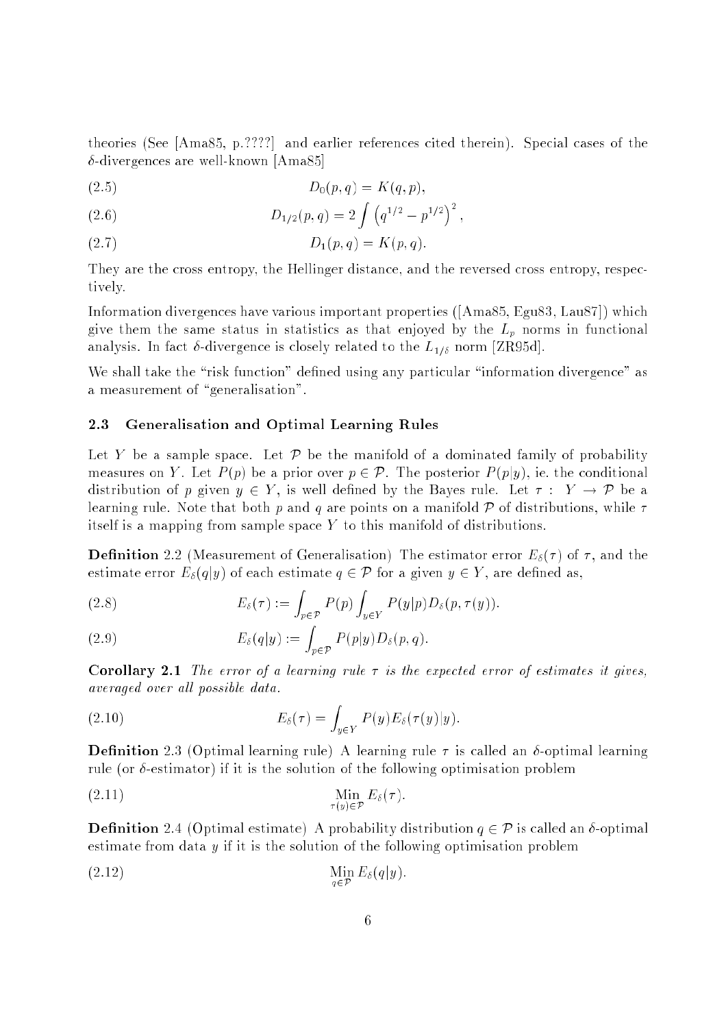theories (See [Ama85, p.????] and earlier references cited therein). Special cases of the $\delta$-divergences are well-known [Ama85]

$$D_0(p,q) = K(q,p), \tag{2.5}$$

$$D_{1/2}(p,q) = 2\int \left(q^{1/2} - p^{1/2}\right)^2, \tag{2.6}$$

$$D_1(p,q) = K(p,q). \tag{2.7}$$

They are the cross entropy, the Hellinger distance, and the reversed cross entropy, respectively.

Information divergences have various important properties ([Ama85, Egu83, Lau87]) which give them the same status in statistics as that enjoyed by the $L_p$ norms in functional analysis. In fact $\delta$-divergence is closely related to the $L_{1/\delta}$ norm [ZR95d].

We shall take the "risk function" defined using any particular "information divergence" as a measurement of "generalisation".

### 2.3 Generalisation and Optimal Learning Rules

Let $Y$ be a sample space. Let $\mathcal{P}$ be the manifold of a dominated family of probability measures on $Y$. Let $P(p)$ be a prior over $p \in \mathcal{P}$. The posterior $P(p|y)$, ie. the conditional distribution of $p$ given $y \in Y$, is well defined by the Bayes rule. Let $\tau : Y \to \mathcal{P}$ be a learning rule. Note that both $p$ and $q$ are points on a manifold $\mathcal{P}$ of distributions, while $\tau$ itself is a mapping from sample space $Y$ to this manifold of distributions.

**Definition** 2.2 (Measurement of Generalisation) The estimator error $E_\delta(\tau)$ of $\tau$, and the estimate error $E_\delta(q|y)$ of each estimate $q \in \mathcal{P}$ for a given $y \in Y$, are defined as,

$$E_\delta(\tau) := \int_{p\in\mathcal{P}} P(p) \int_{y\in Y} P(y|p) D_\delta(p, \tau(y)). \tag{2.8}$$

$$E_\delta(q|y) := \int_{p\in\mathcal{P}} P(p|y) D_\delta(p,q). \tag{2.9}$$

**Corollary 2.1** *The error of a learning rule $\tau$ is the expected error of estimates it gives, averaged over all possible data.*

$$E_\delta(\tau) = \int_{y\in Y} P(y) E_\delta(\tau(y)|y). \tag{2.10}$$

**Definition** 2.3 (Optimal learning rule) A learning rule $\tau$ is called an $\delta$-optimal learning rule (or $\delta$-estimator) if it is the solution of the following optimisation problem

$$\operatorname*{Min}_{\tau(y)\in\mathcal{P}} E_\delta(\tau). \tag{2.11}$$

**Definition** 2.4 (Optimal estimate) A probability distribution $q \in \mathcal{P}$ is called an $\delta$-optimal estimate from data $y$ if it is the solution of the following optimisation problem

$$\operatorname*{Min}_{q\in\mathcal{P}} E_\delta(q|y). \tag{2.12}$$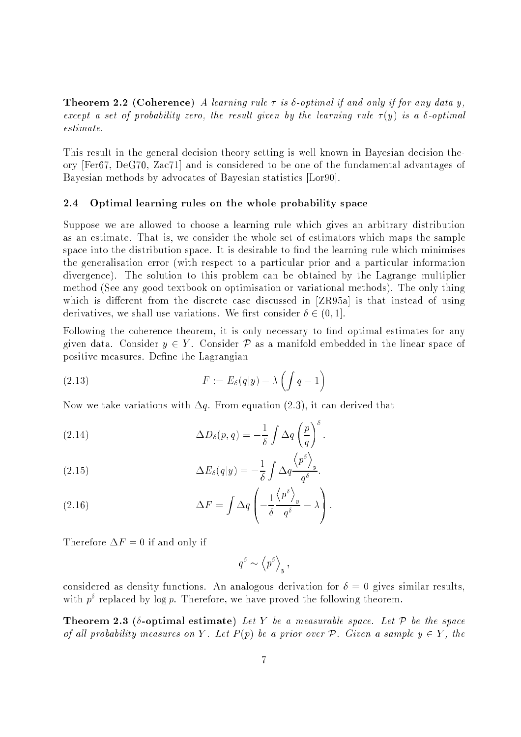**Theorem 2.2 (Coherence)** *A learning rule $\tau$ is $\delta$-optimal if and only if for any data $y$, except a set of probability zero, the result given by the learning rule $\tau(y)$ is a $\delta$-optimal estimate.*

This result in the general decision theory setting is well known in Bayesian decision theory [Fer67, DeG70, Zac71] and is considered to be one of the fundamental advantages of Bayesian methods by advocates of Bayesian statistics [Lor90].

### 2.4 Optimal learning rules on the whole probability space

Suppose we are allowed to choose a learning rule which gives an arbitrary distribution as an estimate. That is, we consider the whole set of estimators which maps the sample space into the distribution space. It is desirable to find the learning rule which minimises the generalisation error (with respect to a particular prior and a particular information divergence). The solution to this problem can be obtained by the Lagrange multiplier method (See any good textbook on optimisation or variational methods). The only thing which is different from the discrete case discussed in [ZR95a] is that instead of using derivatives, we shall use variations. We first consider $\delta \in (0, 1]$.

Following the coherence theorem, it is only necessary to find optimal estimates for any given data. Consider $y \in Y$. Consider $\mathcal{P}$ as a manifold embedded in the linear space of positive measures. Define the Lagrangian

$$F := E_\delta(q|y) - \lambda \left( \int q - 1 \right) \tag{2.13}$$

Now we take variations with $\Delta q$. From equation (2.3), it can derived that

$$\Delta D_\delta(p, q) = -\frac{1}{\delta} \int \Delta q \left( \frac{p}{q} \right)^\delta . \tag{2.14}$$

$$\Delta E_\delta(q|y) = -\frac{1}{\delta} \int \Delta q \frac{\left\langle p^\delta \right\rangle_y}{q^\delta}. \tag{2.15}$$

$$\Delta F = \int \Delta q \left( -\frac{1}{\delta} \frac{\left\langle p^\delta \right\rangle_y}{q^\delta} - \lambda \right). \tag{2.16}$$

Therefore $\Delta F = 0$ if and only if

$$q^\delta \sim \left\langle p^\delta \right\rangle_y ,$$

considered as density functions. An analogous derivation for $\delta = 0$ gives similar results, with $p^\delta$ replaced by $\log p$. Therefore, we have proved the following theorem.

**Theorem 2.3 ($\delta$-optimal estimate)** *Let $Y$ be a measurable space. Let $\mathcal{P}$ be the space of all probability measures on $Y$. Let $P(p)$ be a prior over $\mathcal{P}$. Given a sample $y \in Y$, the*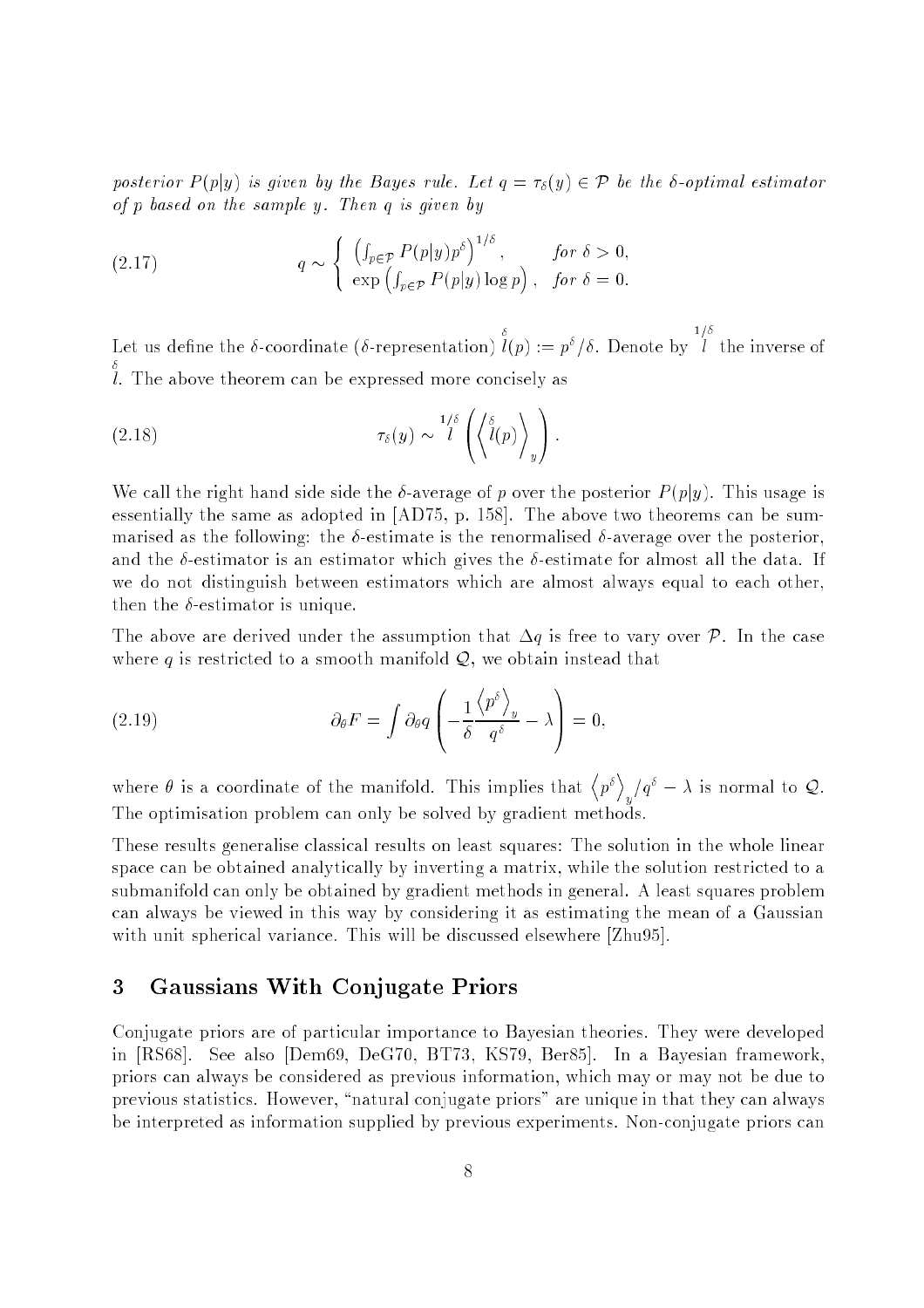*posterior $P(p|y)$ is given by the Bayes rule. Let $q = \tau_\delta(y) \in \mathcal{P}$ be the $\delta$-optimal estimator of $p$ based on the sample $y$. Then $q$ is given by*

$$q \sim \begin{cases} \left( \int_{p\in\mathcal{P}} P(p|y) p^\delta \right)^{1/\delta}, & \text{for } \delta > 0, \\ \exp\left( \int_{p\in\mathcal{P}} P(p|y) \log p \right), & \text{for } \delta = 0. \end{cases} \tag{2.17}$$

Let us define the $\delta$-coordinate ($\delta$-representation) $\overset{\delta}{l}(p) := p^\delta/\delta$. Denote by $\overset{1/\delta}{l}$ the inverse of $\overset{\delta}{l}$. The above theorem can be expressed more concisely as

$$\tau_\delta(y) \sim \overset{1/\delta}{l}\left( \left\langle \overset{\delta}{l}(p) \right\rangle_y \right). \tag{2.18}$$

We call the right hand side side the $\delta$-average of $p$ over the posterior $P(p|y)$. This usage is essentially the same as adopted in [AD75, p. 158]. The above two theorems can be summarised as the following: the $\delta$-estimate is the renormalised $\delta$-average over the posterior, and the $\delta$-estimator is an estimator which gives the $\delta$-estimate for almost all the data. If we do not distinguish between estimators which are almost always equal to each other, then the $\delta$-estimator is unique.

The above are derived under the assumption that $\Delta q$ is free to vary over $\mathcal{P}$. In the case where $q$ is restricted to a smooth manifold $\mathcal{Q}$, we obtain instead that

$$\partial_\theta F = \int \partial_\theta q \left( -\frac{1}{\delta} \frac{\left\langle p^\delta \right\rangle_y}{q^\delta} - \lambda \right) = 0, \tag{2.19}$$

where $\theta$ is a coordinate of the manifold. This implies that $\left\langle p^\delta \right\rangle_y / q^\delta - \lambda$ is normal to $\mathcal{Q}$. The optimisation problem can only be solved by gradient methods.

These results generalise classical results on least squares: The solution in the whole linear space can be obtained analytically by inverting a matrix, while the solution restricted to a submanifold can only be obtained by gradient methods in general. A least squares problem can always be viewed in this way by considering it as estimating the mean of a Gaussian with unit spherical variance. This will be discussed elsewhere [Zhu95].

## 3 Gaussians With Conjugate Priors

Conjugate priors are of particular importance to Bayesian theories. They were developed in [RS68]. See also [Dem69, DeG70, BT73, KS79, Ber85]. In a Bayesian framework, priors can always be considered as previous information, which may or may not be due to previous statistics. However, "natural conjugate priors" are unique in that they can always be interpreted as information supplied by previous experiments. Non-conjugate priors can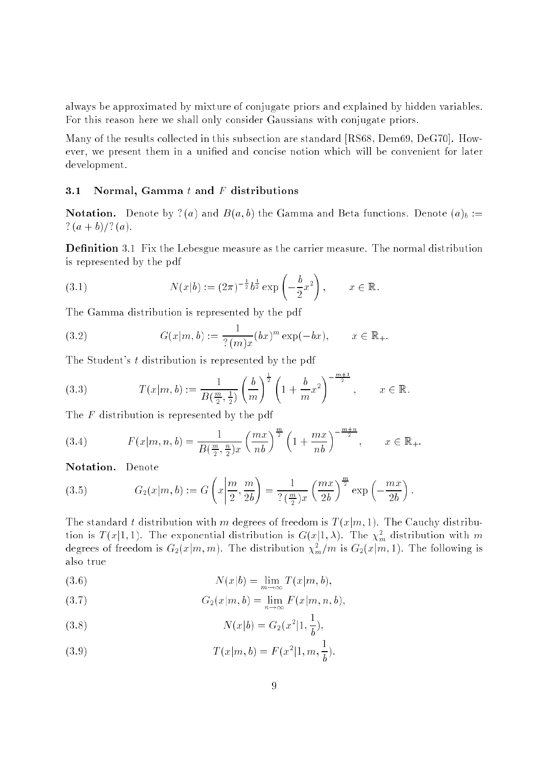always be approximated by mixture of conjugate priors and explained by hidden variables. For this reason here we shall only consider Gaussians with conjugate priors.

Many of the results collected in this subsection are standard [RS68, Dem69, DeG70]. However, we present them in a unified and concise notion which will be convenient for later development.

### 3.1 Normal, Gamma $t$ and $F$ distributions

**Notation.** Denote by $\Gamma(a)$ and $B(a,b)$ the Gamma and Beta functions. Denote $(a)_b := \Gamma(a+b)/\Gamma(a)$.

**Definition** 3.1 Fix the Lebesgue measure as the carrier measure. The normal distribution is represented by the pdf

$$N(x|b) := (2\pi)^{-\frac{1}{2}} b^{\frac{1}{2}} \exp\left(-\frac{b}{2}x^2\right), \qquad x \in \mathbb{R}. \tag{3.1}$$

The Gamma distribution is represented by the pdf

$$G(x|m,b) := \frac{1}{\Gamma(m)x}(bx)^m \exp(-bx), \qquad x \in \mathbb{R}_+. \tag{3.2}$$

The Student's $t$ distribution is represented by the pdf

$$T(x|m,b) := \frac{1}{B(\frac{m}{2},\frac{1}{2})}\left(\frac{b}{m}\right)^{\frac{1}{2}}\left(1+\frac{b}{m}x^2\right)^{-\frac{m+1}{2}}, \qquad x \in \mathbb{R}. \tag{3.3}$$

The $F$ distribution is represented by the pdf

$$F(x|m,n,b) = \frac{1}{B(\frac{m}{2},\frac{n}{2})x}\left(\frac{mx}{nb}\right)^{\frac{m}{2}}\left(1+\frac{mx}{nb}\right)^{-\frac{m+n}{2}}, \qquad x \in \mathbb{R}_+. \tag{3.4}$$

**Notation.** Denote

$$G_2(x|m,b) := G\left(x\left|\frac{m}{2},\frac{m}{2b}\right.\right) = \frac{1}{\Gamma(\frac{m}{2})x}\left(\frac{mx}{2b}\right)^{\frac{m}{2}}\exp\left(-\frac{mx}{2b}\right). \tag{3.5}$$

The standard $t$ distribution with $m$ degrees of freedom is $T(x|m,1)$. The Cauchy distribution is $T(x|1,1)$. The exponential distribution is $G(x|1,\lambda)$. The $\chi^2_m$ distribution with $m$ degrees of freedom is $G_2(x|m,m)$. The distribution $\chi^2_m/m$ is $G_2(x|m,1)$. The following is also true

$$N(x|b) = \lim_{m\to\infty} T(x|m,b), \tag{3.6}$$

$$G_2(x|m,b) = \lim_{n\to\infty} F(x|m,n,b), \tag{3.7}$$

$$N(x|b) = G_2(x^2|1,\frac{1}{b}), \tag{3.8}$$

$$T(x|m,b) = F(x^2|1,m,\frac{1}{b}). \tag{3.9}$$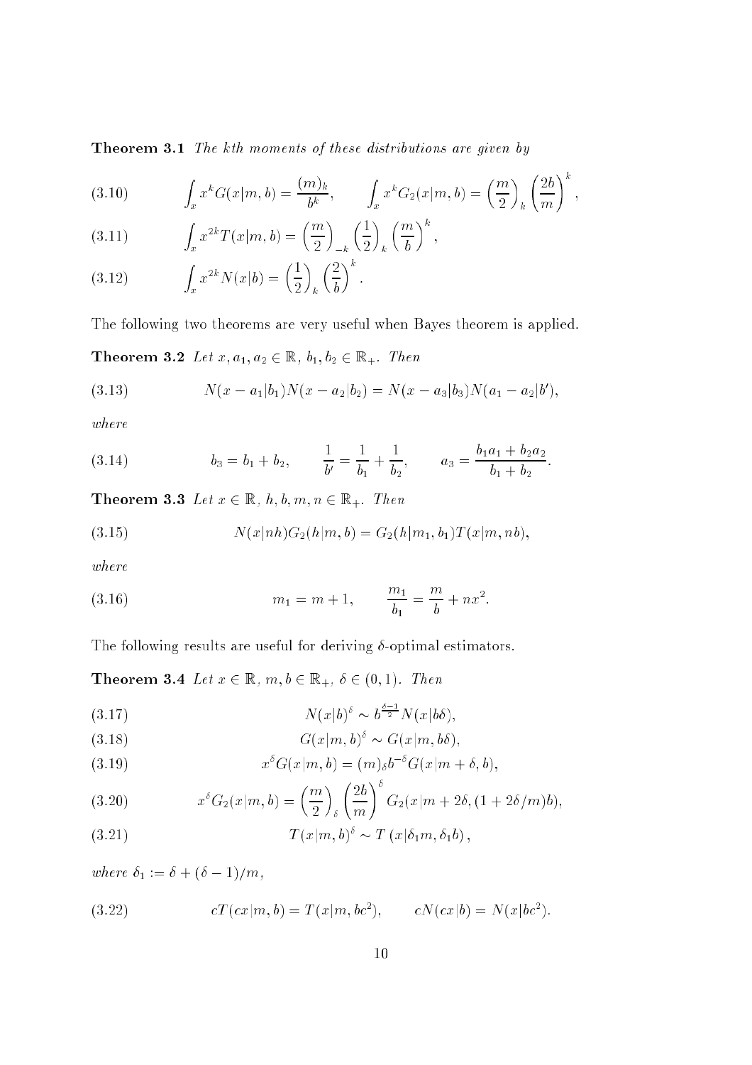**Theorem 3.1** *The kth moments of these distributions are given by*

$$\int_x x^k G(x|m,b) = \frac{(m)_k}{b^k}, \qquad \int_x x^k G_2(x|m,b) = \left(\frac{m}{2}\right)_k \left(\frac{2b}{m}\right)^k, \tag{3.10}$$

$$\int_x x^{2k} T(x|m,b) = \left(\frac{m}{2}\right)_{-k} \left(\frac{1}{2}\right)_k \left(\frac{m}{b}\right)^k, \tag{3.11}$$

$$\int_x x^{2k} N(x|b) = \left(\frac{1}{2}\right)_k \left(\frac{2}{b}\right)^k. \tag{3.12}$$

The following two theorems are very useful when Bayes theorem is applied.

**Theorem 3.2** *Let $x, a_1, a_2 \in \mathbb{R}$, $b_1, b_2 \in \mathbb{R}_+$. Then*

$$N(x - a_1|b_1)N(x - a_2|b_2) = N(x - a_3|b_3)N(a_1 - a_2|b'), \tag{3.13}$$

*where*

$$b_3 = b_1 + b_2, \qquad \frac{1}{b'} = \frac{1}{b_1} + \frac{1}{b_2}, \qquad a_3 = \frac{b_1 a_1 + b_2 a_2}{b_1 + b_2}. \tag{3.14}$$

**Theorem 3.3** *Let $x \in \mathbb{R}$, $h, b, m, n \in \mathbb{R}_+$. Then*

$$N(x|nh)G_2(h|m,b) = G_2(h|m_1,b_1)T(x|m,nb), \tag{3.15}$$

*where*

$$m_1 = m + 1, \qquad \frac{m_1}{b_1} = \frac{m}{b} + nx^2. \tag{3.16}$$

The following results are useful for deriving $\delta$-optimal estimators.

**Theorem 3.4** *Let $x \in \mathbb{R}$, $m, b \in \mathbb{R}_+$, $\delta \in (0,1)$. Then*

$$N(x|b)^\delta \sim b^{\frac{\delta-1}{2}} N(x|b\delta), \tag{3.17}$$

$$G(x|m,b)^\delta \sim G(x|m,b\delta), \tag{3.18}$$

$$x^\delta G(x|m,b) = (m)_\delta b^{-\delta} G(x|m+\delta,b), \tag{3.19}$$

$$x^\delta G_2(x|m,b) = \left(\frac{m}{2}\right)_\delta \left(\frac{2b}{m}\right)^\delta G_2(x|m+2\delta,(1+2\delta/m)b), \tag{3.20}$$

$$T(x|m,b)^\delta \sim T\left(x|\delta_1 m, \delta_1 b\right), \tag{3.21}$$

*where $\delta_1 := \delta + (\delta - 1)/m$,*

$$cT(cx|m,b) = T(x|m,bc^2), \qquad cN(cx|b) = N(x|bc^2). \tag{3.22}$$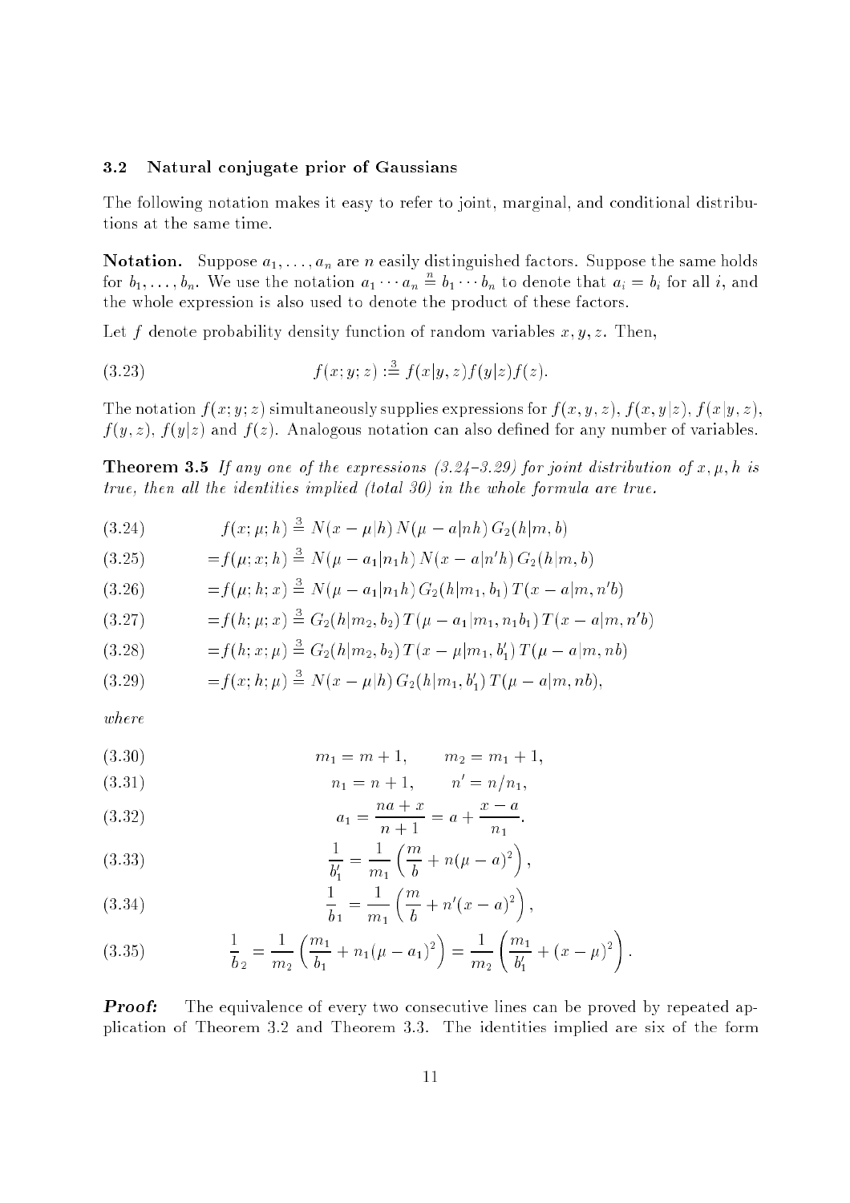### 3.2 Natural conjugate prior of Gaussians

The following notation makes it easy to refer to joint, marginal, and conditional distributions at the same time.

**Notation.** Suppose $a_1, \ldots, a_n$ are $n$ easily distinguished factors. Suppose the same holds for $b_1, \ldots, b_n$. We use the notation $a_1 \cdots a_n \stackrel{n}{=} b_1 \cdots b_n$ to denote that $a_i = b_i$ for all $i$, and the whole expression is also used to denote the product of these factors.

Let $f$ denote probability density function of random variables $x, y, z$. Then,

$$f(x; y; z) :\stackrel{3}{=} f(x|y,z) f(y|z) f(z). \tag{3.23}$$

The notation $f(x; y; z)$ simultaneously supplies expressions for $f(x, y, z)$, $f(x, y|z)$, $f(x|y, z)$, $f(y, z)$, $f(y|z)$ and $f(z)$. Analogous notation can also defined for any number of variables.

**Theorem 3.5** *If any one of the expressions (3.24–3.29) for joint distribution of $x, \mu, h$ is true, then all the identities implied (total 30) in the whole formula are true.*

$$f(x; \mu; h) \stackrel{3}{=} N(x - \mu|h)\, N(\mu - a|nh)\, G_2(h|m, b) \tag{3.24}$$

$$= f(\mu; x; h) \stackrel{3}{=} N(\mu - a_1|n_1 h)\, N(x - a|n' h)\, G_2(h|m, b) \tag{3.25}$$

$$= f(\mu; h; x) \stackrel{3}{=} N(\mu - a_1|n_1 h)\, G_2(h|m_1, b_1)\, T(x - a|m, n' b) \tag{3.26}$$

$$= f(h; \mu; x) \stackrel{3}{=} G_2(h|m_2, b_2)\, T(\mu - a_1|m_1, n_1 b_1)\, T(x - a|m, n' b) \tag{3.27}$$

$$= f(h; x; \mu) \stackrel{3}{=} G_2(h|m_2, b_2)\, T(x - \mu|m_1, b_1')\, T(\mu - a|m, nb) \tag{3.28}$$

$$= f(x; h; \mu) \stackrel{3}{=} N(x - \mu|h)\, G_2(h|m_1, b_1')\, T(\mu - a|m, nb), \tag{3.29}$$

*where*

$$m_1 = m + 1, \qquad m_2 = m_1 + 1, \tag{3.30}$$

$$n_1 = n + 1, \qquad n' = n/n_1, \tag{3.31}$$

$$a_1 = \frac{na + x}{n + 1} = a + \frac{x - a}{n_1}. \tag{3.32}$$

$$\frac{1}{b_1'} = \frac{1}{m_1}\left(\frac{m}{b} + n(\mu - a)^2\right), \tag{3.33}$$

$$\frac{1}{b_1} = \frac{1}{m_1}\left(\frac{m}{b} + n'(x - a)^2\right), \tag{3.34}$$

$$\frac{1}{b_2} = \frac{1}{m_2}\left(\frac{m_1}{b_1} + n_1(\mu - a_1)^2\right) = \frac{1}{m_2}\left(\frac{m_1}{b_1'} + (x - \mu)^2\right). \tag{3.35}$$

***Proof:*** The equivalence of every two consecutive lines can be proved by repeated application of Theorem 3.2 and Theorem 3.3. The identities implied are six of the form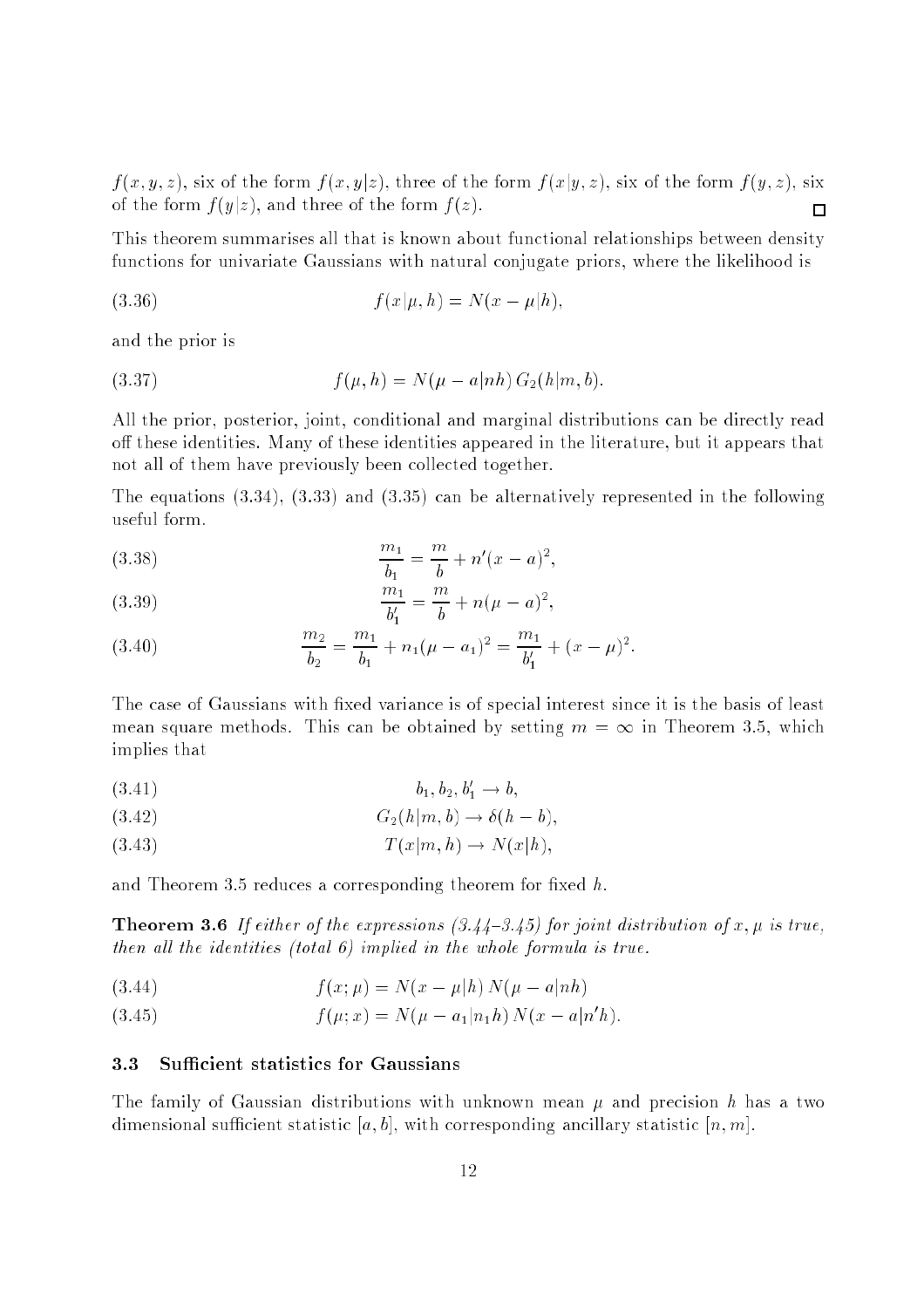$f(x, y, z)$, six of the form $f(x, y|z)$, three of the form $f(x|y, z)$, six of the form $f(y, z)$, six of the form $f(y|z)$, and three of the form $f(z)$. □

This theorem summarises all that is known about functional relationships between density functions for univariate Gaussians with natural conjugate priors, where the likelihood is

$$f(x|\mu, h) = N(x - \mu|h), \tag{3.36}$$

and the prior is

$$f(\mu, h) = N(\mu - a|nh)\, G_2(h|m, b). \tag{3.37}$$

All the prior, posterior, joint, conditional and marginal distributions can be directly read off these identities. Many of these identities appeared in the literature, but it appears that not all of them have previously been collected together.

The equations (3.34), (3.33) and (3.35) can be alternatively represented in the following useful form.

$$\frac{m_1}{b_1} = \frac{m}{b} + n'(x - a)^2, \tag{3.38}$$

$$\frac{m_1}{b_1'} = \frac{m}{b} + n(\mu - a)^2, \tag{3.39}$$

$$\frac{m_2}{b_2} = \frac{m_1}{b_1} + n_1(\mu - a_1)^2 = \frac{m_1}{b_1'} + (x - \mu)^2. \tag{3.40}$$

The case of Gaussians with fixed variance is of special interest since it is the basis of least mean square methods. This can be obtained by setting $m = \infty$ in Theorem 3.5, which implies that

$$b_1, b_2, b_1' \to b, \tag{3.41}$$

$$G_2(h|m, b) \to \delta(h - b), \tag{3.42}$$

$$T(x|m, h) \to N(x|h), \tag{3.43}$$

and Theorem 3.5 reduces a corresponding theorem for fixed $h$.

**Theorem 3.6** *If either of the expressions (3.44–3.45) for joint distribution of $x, \mu$ is true, then all the identities (total 6) implied in the whole formula is true.*

$$f(x; \mu) = N(x - \mu|h)\, N(\mu - a|nh) \tag{3.44}$$

$$f(\mu; x) = N(\mu - a_1|n_1 h)\, N(x - a|n'h). \tag{3.45}$$

### 3.3 Sufficient statistics for Gaussians

The family of Gaussian distributions with unknown mean $\mu$ and precision $h$ has a two dimensional sufficient statistic $[a, b]$, with corresponding ancillary statistic $[n, m]$.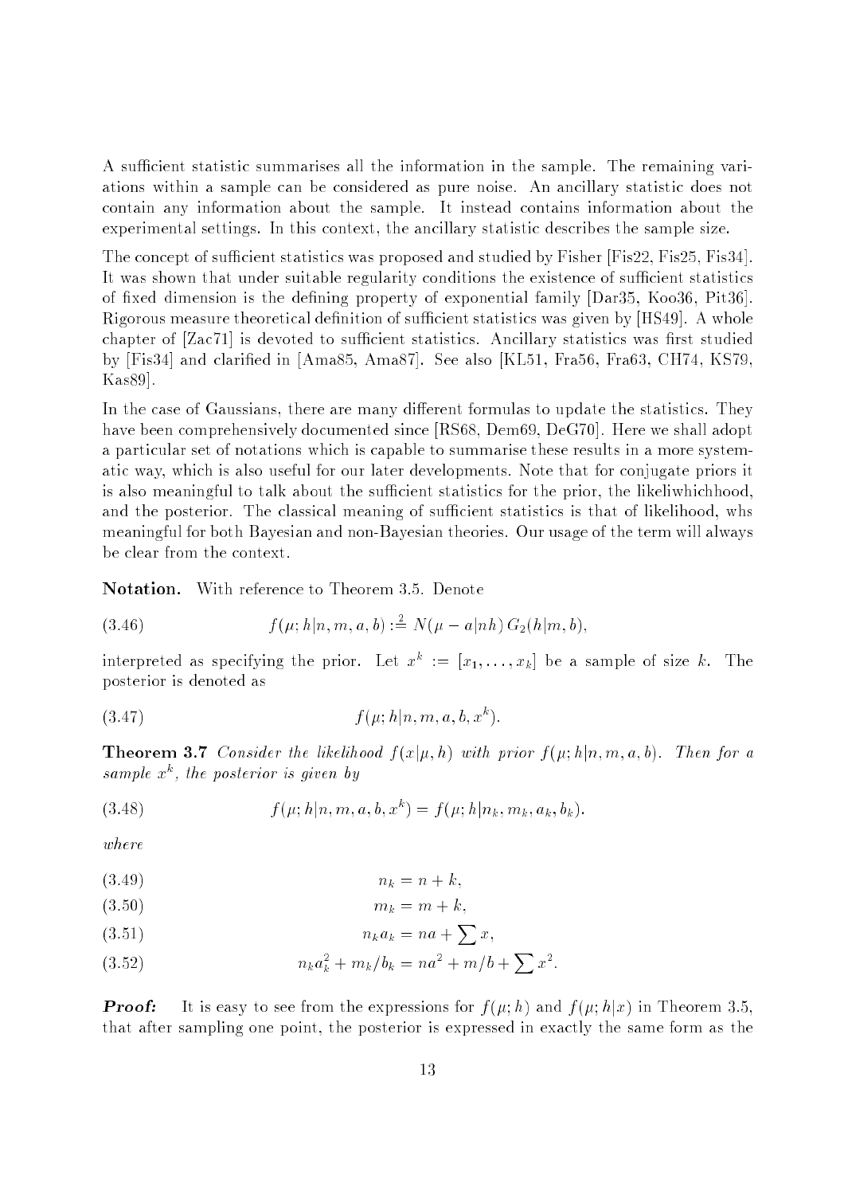A sufficient statistic summarises all the information in the sample. The remaining variations within a sample can be considered as pure noise. An ancillary statistic does not contain any information about the sample. It instead contains information about the experimental settings. In this context, the ancillary statistic describes the sample size.

The concept of sufficient statistics was proposed and studied by Fisher [Fis22, Fis25, Fis34]. It was shown that under suitable regularity conditions the existence of sufficient statistics of fixed dimension is the defining property of exponential family [Dar35, Koo36, Pit36]. Rigorous measure theoretical definition of sufficient statistics was given by [HS49]. A whole chapter of [Zac71] is devoted to sufficient statistics. Ancillary statistics was first studied by [Fis34] and clarified in [Ama85, Ama87]. See also [KL51, Fra56, Fra63, CH74, KS79, Kas89].

In the case of Gaussians, there are many different formulas to update the statistics. They have been comprehensively documented since [RS68, Dem69, DeG70]. Here we shall adopt a particular set of notations which is capable to summarise these results in a more systematic way, which is also useful for our later developments. Note that for conjugate priors it is also meaningful to talk about the sufficient statistics for the prior, the likeliwhichhood, and the posterior. The classical meaning of sufficient statistics is that of likelihood, whs meaningful for both Bayesian and non-Bayesian theories. Our usage of the term will always be clear from the context.

**Notation.** With reference to Theorem 3.5. Denote

$$f(\mu; h|n, m, a, b) :\overset{2}{=} N(\mu - a|nh)\, G_2(h|m, b), \tag{3.46}$$

interpreted as specifying the prior. Let $x^k := [x_1, \ldots, x_k]$ be a sample of size $k$. The posterior is denoted as

$$f(\mu; h|n, m, a, b, x^k). \tag{3.47}$$

**Theorem 3.7** *Consider the likelihood $f(x|\mu, h)$ with prior $f(\mu; h|n, m, a, b)$. Then for a sample $x^k$, the posterior is given by*

$$f(\mu; h|n, m, a, b, x^k) = f(\mu; h|n_k, m_k, a_k, b_k). \tag{3.48}$$

*where*

$$n_k = n + k, \tag{3.49}$$

$$m_k = m + k, \tag{3.50}$$

$$n_k a_k = na + \sum x, \tag{3.51}$$

$$n_k a_k^2 + m_k/b_k = na^2 + m/b + \sum x^2. \tag{3.52}$$

***Proof:*** It is easy to see from the expressions for $f(\mu; h)$ and $f(\mu; h|x)$ in Theorem 3.5, that after sampling one point, the posterior is expressed in exactly the same form as the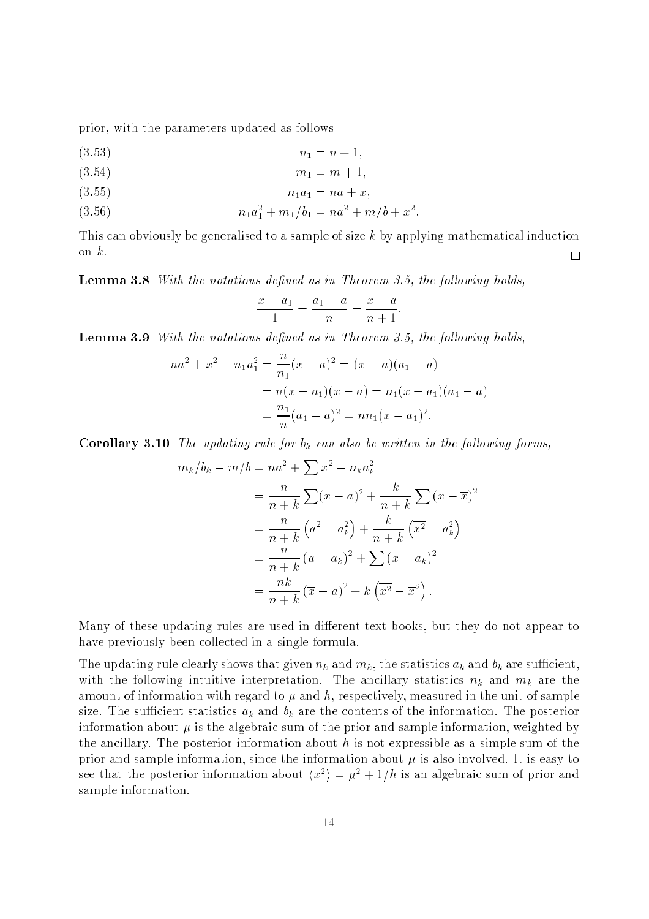prior, with the parameters updated as follows

$$n_1 = n + 1, \tag{3.53}$$

$$m_1 = m + 1, \tag{3.54}$$

$$n_1 a_1 = na + x, \tag{3.55}$$

$$n_1 a_1^2 + m_1/b_1 = na^2 + m/b + x^2. \tag{3.56}$$

This can obviously be generalised to a sample of size $k$ by applying mathematical induction on $k$. □

**Lemma 3.8** *With the notations defined as in Theorem 3.5, the following holds,*

$$\frac{x - a_1}{1} = \frac{a_1 - a}{n} = \frac{x - a}{n + 1}.$$

**Lemma 3.9** *With the notations defined as in Theorem 3.5, the following holds,*

$$\begin{aligned}
na^2 + x^2 - n_1 a_1^2 &= \frac{n}{n_1}(x - a)^2 = (x - a)(a_1 - a) \\
&= n(x - a_1)(x - a) = n_1(x - a_1)(a_1 - a) \\
&= \frac{n_1}{n}(a_1 - a)^2 = nn_1(x - a_1)^2.
\end{aligned}$$

**Corollary 3.10** *The updating rule for $b_k$ can also be written in the following forms,*

$$\begin{aligned}
m_k/b_k - m/b &= na^2 + \sum x^2 - n_k a_k^2 \\
&= \frac{n}{n + k}\sum(x - a)^2 + \frac{k}{n + k}\sum\left(x - \overline{x}\right)^2 \\
&= \frac{n}{n + k}\left(a^2 - a_k^2\right) + \frac{k}{n + k}\left(\overline{x^2} - a_k^2\right) \\
&= \frac{n}{n + k}\left(a - a_k\right)^2 + \sum\left(x - a_k\right)^2 \\
&= \frac{nk}{n + k}\left(\overline{x} - a\right)^2 + k\left(\overline{x^2} - \overline{x}^2\right).
\end{aligned}$$

Many of these updating rules are used in different text books, but they do not appear to have previously been collected in a single formula.

The updating rule clearly shows that given $n_k$ and $m_k$, the statistics $a_k$ and $b_k$ are sufficient, with the following intuitive interpretation. The ancillary statistics $n_k$ and $m_k$ are the amount of information with regard to $\mu$ and $h$, respectively, measured in the unit of sample size. The sufficient statistics $a_k$ and $b_k$ are the contents of the information. The posterior information about $\mu$ is the algebraic sum of the prior and sample information, weighted by the ancillary. The posterior information about $h$ is not expressible as a simple sum of the prior and sample information, since the information about $\mu$ is also involved. It is easy to see that the posterior information about $\langle x^2 \rangle = \mu^2 + 1/h$ is an algebraic sum of prior and sample information.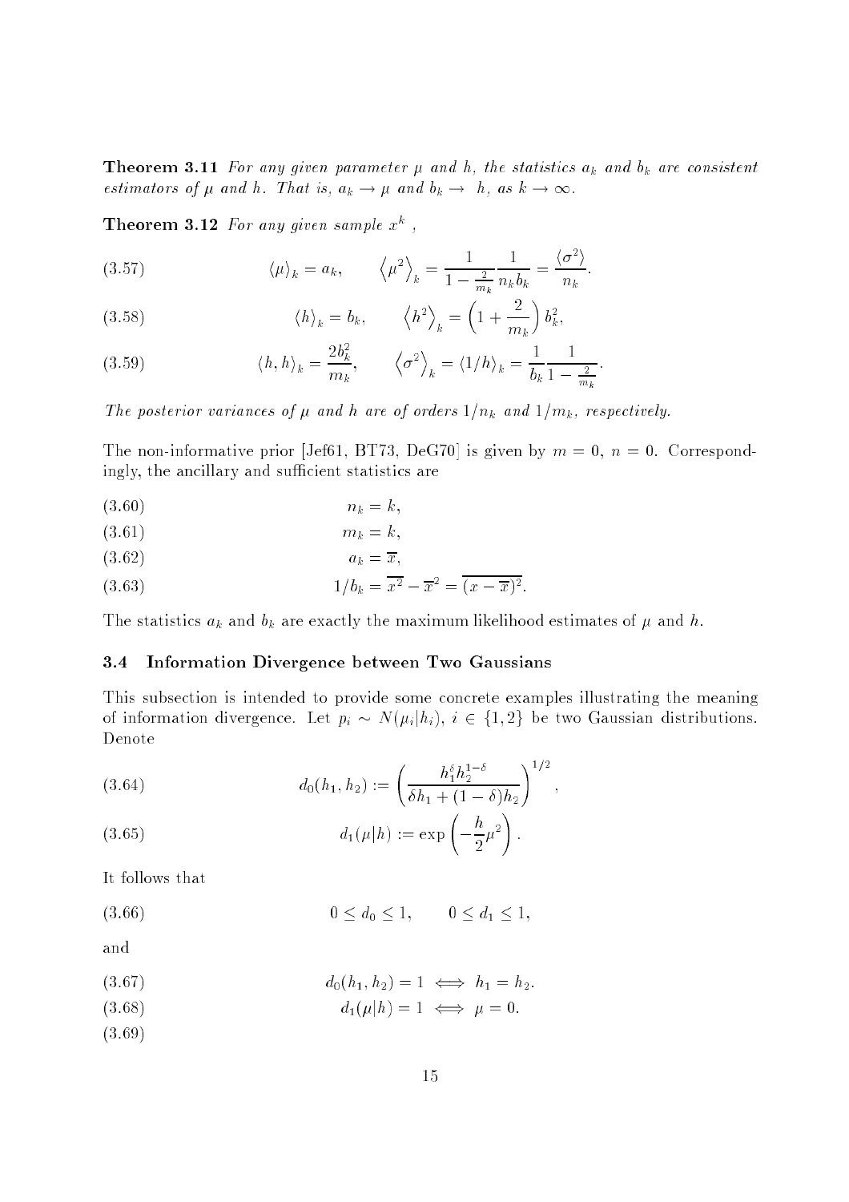**Theorem 3.11** *For any given parameter $\mu$ and $h$, the statistics $a_k$ and $b_k$ are consistent estimators of $\mu$ and $h$. That is, $a_k \to \mu$ and $b_k \to h$, as $k \to \infty$.*

**Theorem 3.12** *For any given sample $x^k$ ,*

$$\langle \mu \rangle_k = a_k, \qquad \left\langle \mu^2 \right\rangle_k = \frac{1}{1 - \frac{2}{m_k}} \frac{1}{n_k b_k} = \frac{\langle \sigma^2 \rangle}{n_k}. \tag{3.57}$$

$$\langle h \rangle_k = b_k, \qquad \left\langle h^2 \right\rangle_k = \left(1 + \frac{2}{m_k}\right) b_k^2, \tag{3.58}$$

$$\langle h, h \rangle_k = \frac{2b_k^2}{m_k}, \qquad \left\langle \sigma^2 \right\rangle_k = \langle 1/h \rangle_k = \frac{1}{b_k} \frac{1}{1 - \frac{2}{m_k}}. \tag{3.59}$$

*The posterior variances of $\mu$ and $h$ are of orders $1/n_k$ and $1/m_k$, respectively.*

The non-informative prior [Jef61, BT73, DeG70] is given by $m = 0$, $n = 0$. Correspondingly, the ancillary and sufficient statistics are

$$n_k = k, \tag{3.60}$$

$$m_k = k, \tag{3.61}$$

$$a_k = \overline{x}, \tag{3.62}$$

$$1/b_k = \overline{x^2} - \overline{x}^2 = \overline{(x - \overline{x})^2}. \tag{3.63}$$

The statistics $a_k$ and $b_k$ are exactly the maximum likelihood estimates of $\mu$ and $h$.

### 3.4 Information Divergence between Two Gaussians

This subsection is intended to provide some concrete examples illustrating the meaning of information divergence. Let $p_i \sim N(\mu_i|h_i)$, $i \in \{1, 2\}$ be two Gaussian distributions. Denote

$$d_0(h_1, h_2) := \left( \frac{h_1^\delta h_2^{1-\delta}}{\delta h_1 + (1 - \delta) h_2} \right)^{1/2}, \tag{3.64}$$

$$d_1(\mu|h) := \exp\left( -\frac{h}{2} \mu^2 \right). \tag{3.65}$$

It follows that

$$0 \leq d_0 \leq 1, \qquad 0 \leq d_1 \leq 1, \tag{3.66}$$

and

$$d_0(h_1, h_2) = 1 \iff h_1 = h_2. \tag{3.67}$$

$$d_1(\mu|h) = 1 \iff \mu = 0. \tag{3.68}$$

(3.69)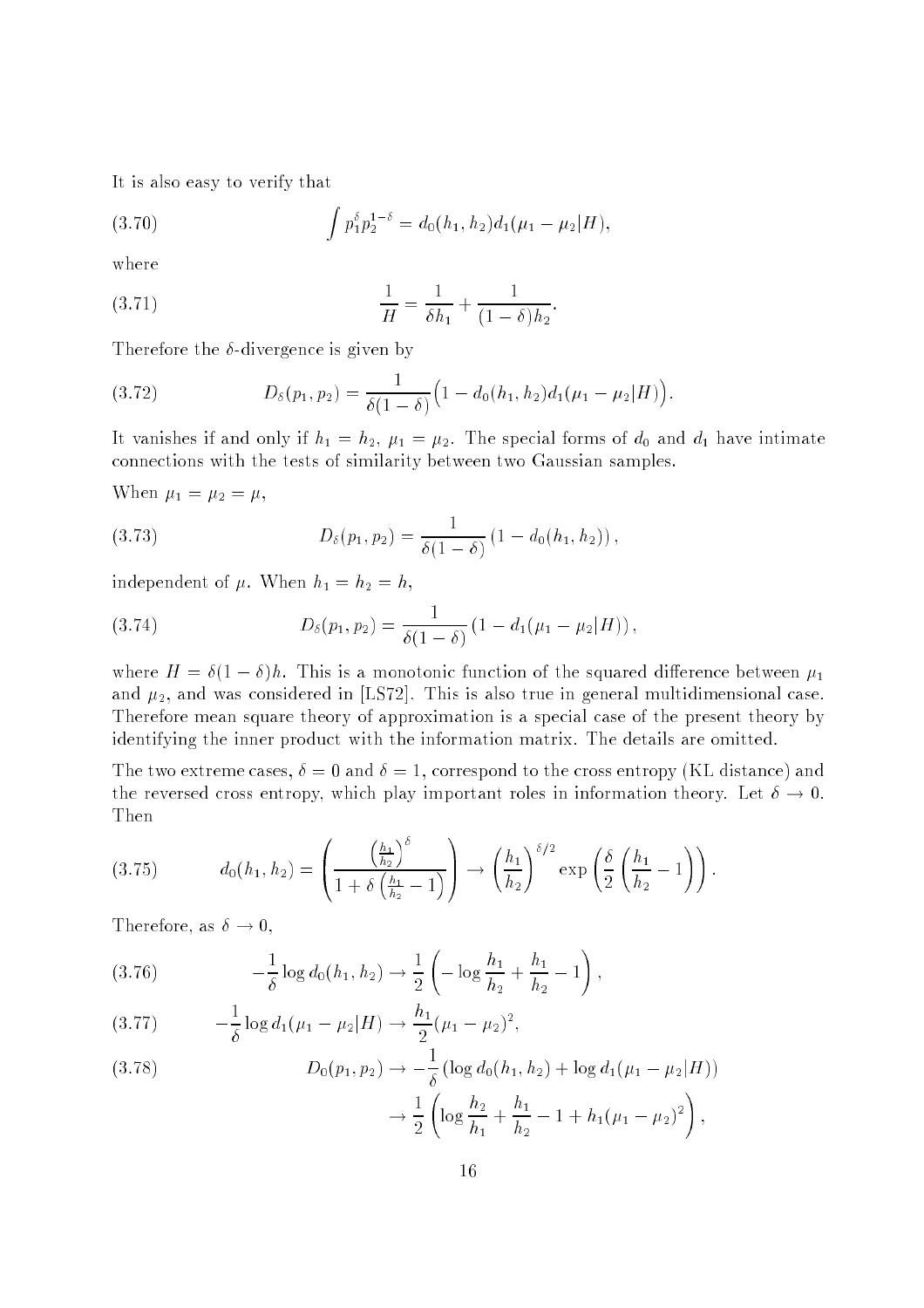It is also easy to verify that

$$\int p_1^{\delta} p_2^{1-\delta} = d_0(h_1, h_2) d_1(\mu_1 - \mu_2 | H), \tag{3.70}$$

where

$$\frac{1}{H} = \frac{1}{\delta h_1} + \frac{1}{(1-\delta) h_2}. \tag{3.71}$$

Therefore the $\delta$-divergence is given by

$$D_\delta(p_1, p_2) = \frac{1}{\delta(1-\delta)} \Big( 1 - d_0(h_1, h_2) d_1(\mu_1 - \mu_2 | H) \Big). \tag{3.72}$$

It vanishes if and only if $h_1 = h_2$, $\mu_1 = \mu_2$. The special forms of $d_0$ and $d_1$ have intimate connections with the tests of similarity between two Gaussian samples.

When $\mu_1 = \mu_2 = \mu$,

$$D_\delta(p_1, p_2) = \frac{1}{\delta(1-\delta)} \left( 1 - d_0(h_1, h_2) \right), \tag{3.73}$$

independent of $\mu$. When $h_1 = h_2 = h$,

$$D_\delta(p_1, p_2) = \frac{1}{\delta(1-\delta)} \left( 1 - d_1(\mu_1 - \mu_2 | H) \right), \tag{3.74}$$

where $H = \delta(1-\delta)h$. This is a monotonic function of the squared difference between $\mu_1$ and $\mu_2$, and was considered in [LS72]. This is also true in general multidimensional case. Therefore mean square theory of approximation is a special case of the present theory by identifying the inner product with the information matrix. The details are omitted.

The two extreme cases, $\delta = 0$ and $\delta = 1$, correspond to the cross entropy (KL distance) and the reversed cross entropy, which play important roles in information theory. Let $\delta \to 0$. Then

$$d_0(h_1, h_2) = \left( \frac{\left(\frac{h_1}{h_2}\right)^\delta}{1 + \delta \left( \frac{h_1}{h_2} - 1 \right)} \right) \to \left( \frac{h_1}{h_2} \right)^{\delta/2} \exp\left( \frac{\delta}{2} \left( \frac{h_1}{h_2} - 1 \right) \right). \tag{3.75}$$

Therefore, as $\delta \to 0$,

$$-\frac{1}{\delta} \log d_0(h_1, h_2) \to \frac{1}{2} \left( -\log \frac{h_1}{h_2} + \frac{h_1}{h_2} - 1 \right), \tag{3.76}$$

$$-\frac{1}{\delta} \log d_1(\mu_1 - \mu_2 | H) \to \frac{h_1}{2} (\mu_1 - \mu_2)^2, \tag{3.77}$$

$$\begin{aligned} D_0(p_1, p_2) &\to -\frac{1}{\delta} \left( \log d_0(h_1, h_2) + \log d_1(\mu_1 - \mu_2 | H) \right) \\ &\to \frac{1}{2} \left( \log \frac{h_2}{h_1} + \frac{h_1}{h_2} - 1 + h_1 (\mu_1 - \mu_2)^2 \right), \end{aligned} \tag{3.78}$$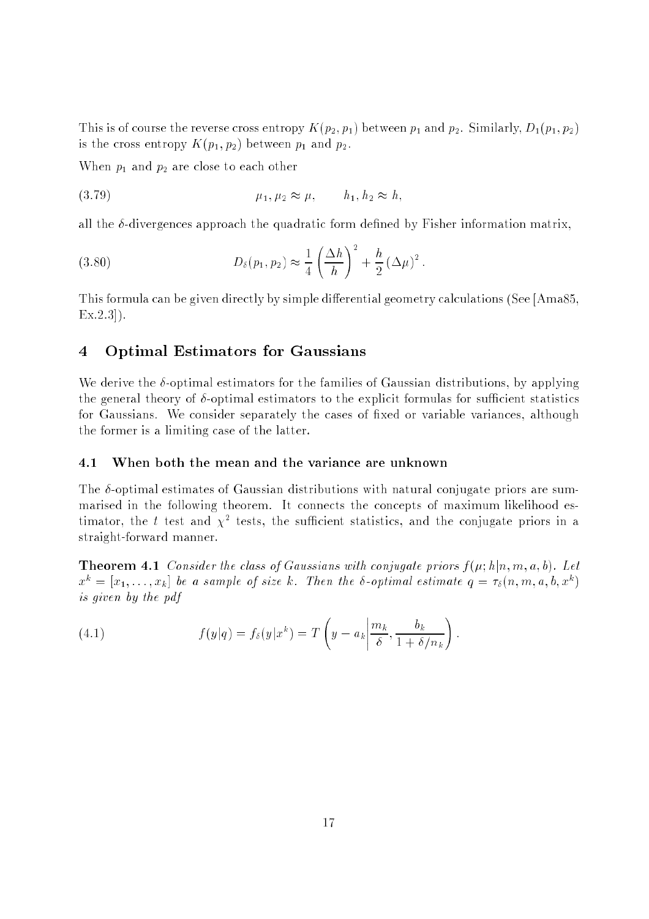This is of course the reverse cross entropy $K(p_2, p_1)$ between $p_1$ and $p_2$. Similarly, $D_1(p_1, p_2)$ is the cross entropy $K(p_1, p_2)$ between $p_1$ and $p_2$.

When $p_1$ and $p_2$ are close to each other

$$\mu_1, \mu_2 \approx \mu, \qquad h_1, h_2 \approx h, \tag{3.79}$$

all the $\delta$-divergences approach the quadratic form defined by Fisher information matrix,

$$D_\delta(p_1, p_2) \approx \frac{1}{4}\left(\frac{\Delta h}{h}\right)^2 + \frac{h}{2}(\Delta\mu)^2. \tag{3.80}$$

This formula can be given directly by simple differential geometry calculations (See [Ama85, Ex.2.3]).

## 4 Optimal Estimators for Gaussians

We derive the $\delta$-optimal estimators for the families of Gaussian distributions, by applying the general theory of $\delta$-optimal estimators to the explicit formulas for sufficient statistics for Gaussians. We consider separately the cases of fixed or variable variances, although the former is a limiting case of the latter.

### 4.1 When both the mean and the variance are unknown

The $\delta$-optimal estimates of Gaussian distributions with natural conjugate priors are summarised in the following theorem. It connects the concepts of maximum likelihood estimator, the $t$ test and $\chi^2$ tests, the sufficient statistics, and the conjugate priors in a straight-forward manner.

**Theorem 4.1** *Consider the class of Gaussians with conjugate priors $f(\mu; h|n, m, a, b)$. Let $x^k = [x_1, \ldots, x_k]$ be a sample of size $k$. Then the $\delta$-optimal estimate $q = \tau_\delta(n, m, a, b, x^k)$ is given by the pdf*

$$f(y|q) = f_\delta(y|x^k) = T\left(y - a_k \middle| \frac{m_k}{\delta}, \frac{b_k}{1 + \delta/n_k}\right). \tag{4.1}$$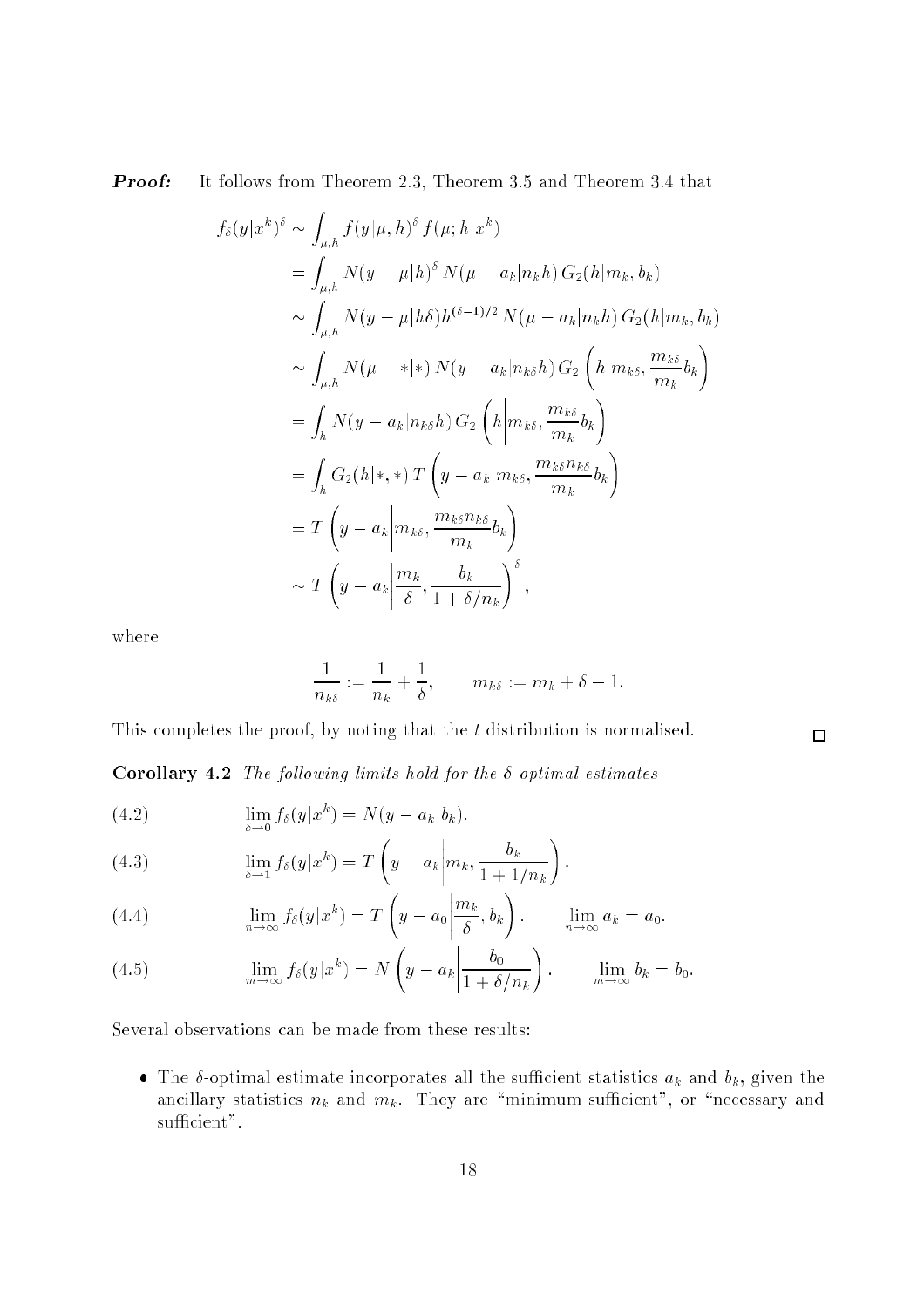***Proof:*** It follows from Theorem 2.3, Theorem 3.5 and Theorem 3.4 that

$$
\begin{aligned}
f_\delta(y|x^k)^\delta &\sim \int_{\mu,h} f(y|\mu,h)^\delta \, f(\mu; h|x^k) \\
&= \int_{\mu,h} N(y-\mu|h)^\delta \, N(\mu - a_k|n_k h) \, G_2(h|m_k, b_k) \\
&\sim \int_{\mu,h} N(y-\mu|h\delta) h^{(\delta-1)/2} \, N(\mu - a_k|n_k h) \, G_2(h|m_k, b_k) \\
&\sim \int_{\mu,h} N(\mu - *|*) \, N(y - a_k|n_{k\delta} h) \, G_2\left(h \middle| m_{k\delta}, \frac{m_{k\delta}}{m_k} b_k\right) \\
&= \int_h N(y - a_k|n_{k\delta} h) \, G_2\left(h \middle| m_{k\delta}, \frac{m_{k\delta}}{m_k} b_k\right) \\
&= \int_h G_2(h|*,*) \, T\left(y - a_k \middle| m_{k\delta}, \frac{m_{k\delta} n_{k\delta}}{m_k} b_k\right) \\
&= T\left(y - a_k \middle| m_{k\delta}, \frac{m_{k\delta} n_{k\delta}}{m_k} b_k\right) \\
&\sim T\left(y - a_k \middle| \frac{m_k}{\delta}, \frac{b_k}{1+\delta/n_k}\right)^\delta,
\end{aligned}
$$

where

$$
\frac{1}{n_{k\delta}} := \frac{1}{n_k} + \frac{1}{\delta}, \qquad m_{k\delta} := m_k + \delta - 1.
$$

This completes the proof, by noting that the $t$ distribution is normalised. □

**Corollary 4.2** *The following limits hold for the $\delta$-optimal estimates*

$$
\lim_{\delta \to 0} f_\delta(y|x^k) = N(y - a_k|b_k). \tag{4.2}
$$

$$
\lim_{\delta \to 1} f_\delta(y|x^k) = T\left(y - a_k \middle| m_k, \frac{b_k}{1 + 1/n_k}\right). \tag{4.3}
$$

$$
\lim_{n \to \infty} f_\delta(y|x^k) = T\left(y - a_0 \middle| \frac{m_k}{\delta}, b_k\right). \qquad \lim_{n\to\infty} a_k = a_0. \tag{4.4}
$$

$$
\lim_{m \to \infty} f_\delta(y|x^k) = N\left(y - a_k \middle| \frac{b_0}{1 + \delta/n_k}\right). \qquad \lim_{m\to\infty} b_k = b_0. \tag{4.5}
$$

Several observations can be made from these results:

- The $\delta$-optimal estimate incorporates all the sufficient statistics $a_k$ and $b_k$, given the ancillary statistics $n_k$ and $m_k$. They are "minimum sufficient", or "necessary and sufficient".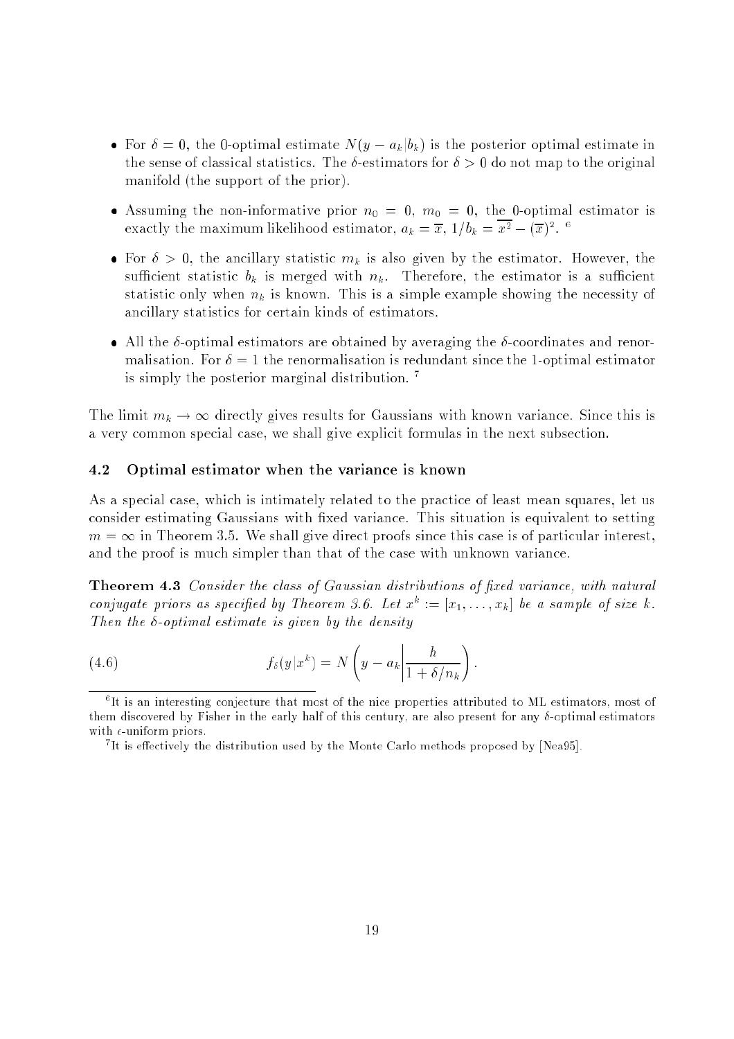- For $\delta = 0$, the 0-optimal estimate $N(y - a_k|b_k)$ is the posterior optimal estimate in the sense of classical statistics. The $\delta$-estimators for $\delta > 0$ do not map to the original manifold (the support of the prior).

- Assuming the non-informative prior $n_0 = 0$, $m_0 = 0$, the 0-optimal estimator is exactly the maximum likelihood estimator, $a_k = \overline{x}$, $1/b_k = \overline{x^2} - (\overline{x})^2$. [6]

- For $\delta > 0$, the ancillary statistic $m_k$ is also given by the estimator. However, the sufficient statistic $b_k$ is merged with $n_k$. Therefore, the estimator is a sufficient statistic only when $n_k$ is known. This is a simple example showing the necessity of ancillary statistics for certain kinds of estimators.

- All the $\delta$-optimal estimators are obtained by averaging the $\delta$-coordinates and renormalisation. For $\delta = 1$ the renormalisation is redundant since the 1-optimal estimator is simply the posterior marginal distribution. [7]

The limit $m_k \to \infty$ directly gives results for Gaussians with known variance. Since this is a very common special case, we shall give explicit formulas in the next subsection.

## 4.2 Optimal estimator when the variance is known

As a special case, which is intimately related to the practice of least mean squares, let us consider estimating Gaussians with fixed variance. This situation is equivalent to setting $m = \infty$ in Theorem 3.5. We shall give direct proofs since this case is of particular interest, and the proof is much simpler than that of the case with unknown variance.

**Theorem 4.3** *Consider the class of Gaussian distributions of fixed variance, with natural conjugate priors as specified by Theorem 3.6. Let $x^k := [x_1, \ldots, x_k]$ be a sample of size $k$. Then the $\delta$-optimal estimate is given by the density*

$$f_\delta(y|x^k) = N\left(y - a_k \middle| \frac{h}{1 + \delta/n_k}\right). \tag{4.6}$$

[6] It is an interesting conjecture that most of the nice properties attributed to ML estimators, most of them discovered by Fisher in the early half of this century, are also present for any $\delta$-optimal estimators with $\epsilon$-uniform priors.

[7] It is effectively the distribution used by the Monte Carlo methods proposed by [Nea95].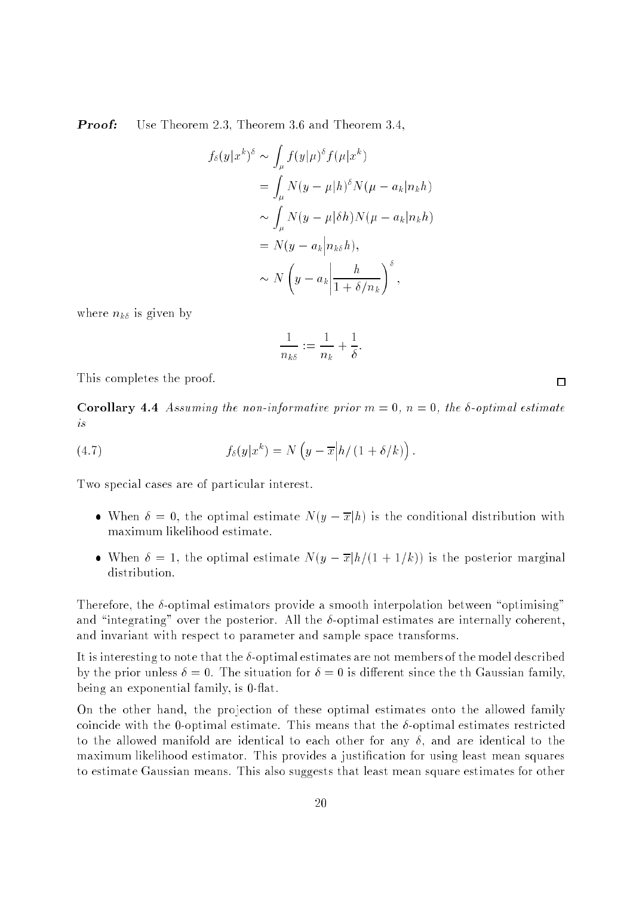**Proof:** Use Theorem 2.3, Theorem 3.6 and Theorem 3.4,

$$
\begin{aligned}
f_\delta(y|x^k)^\delta &\sim \int_\mu f(y|\mu)^\delta f(\mu|x^k) \\
&= \int_\mu N(y-\mu|h)^\delta N(\mu - a_k|n_k h) \\
&\sim \int_\mu N(y-\mu|\delta h) N(\mu - a_k|n_k h) \\
&= N(y - a_k \big| n_{k\delta} h), \\
&\sim N\left(y - a_k \bigg| \frac{h}{1+\delta/n_k}\right)^\delta,
\end{aligned}
$$

where $n_{k\delta}$ is given by

$$
\frac{1}{n_{k\delta}} := \frac{1}{n_k} + \frac{1}{\delta}.
$$

This completes the proof. □

**Corollary 4.4** *Assuming the non-informative prior $m = 0$, $n = 0$, the $\delta$-optimal estimate is*

$$
f_\delta(y|x^k) = N\left(y - \overline{x} \big| h/(1+\delta/k)\right). \tag{4.7}
$$

Two special cases are of particular interest.

- When $\delta = 0$, the optimal estimate $N(y - \overline{x}|h)$ is the conditional distribution with maximum likelihood estimate.
- When $\delta = 1$, the optimal estimate $N(y - \overline{x}|h/(1+1/k))$ is the posterior marginal distribution.

Therefore, the $\delta$-optimal estimators provide a smooth interpolation between "optimising" and "integrating" over the posterior. All the $\delta$-optimal estimates are internally coherent, and invariant with respect to parameter and sample space transforms.

It is interesting to note that the $\delta$-optimal estimates are not members of the model described by the prior unless $\delta = 0$. The situation for $\delta = 0$ is different since the th Gaussian family, being an exponential family, is 0-flat.

On the other hand, the projection of these optimal estimates onto the allowed family coincide with the 0-optimal estimate. This means that the $\delta$-optimal estimates restricted to the allowed manifold are identical to each other for any $\delta$, and are identical to the maximum likelihood estimator. This provides a justification for using least mean squares to estimate Gaussian means. This also suggests that least mean square estimates for other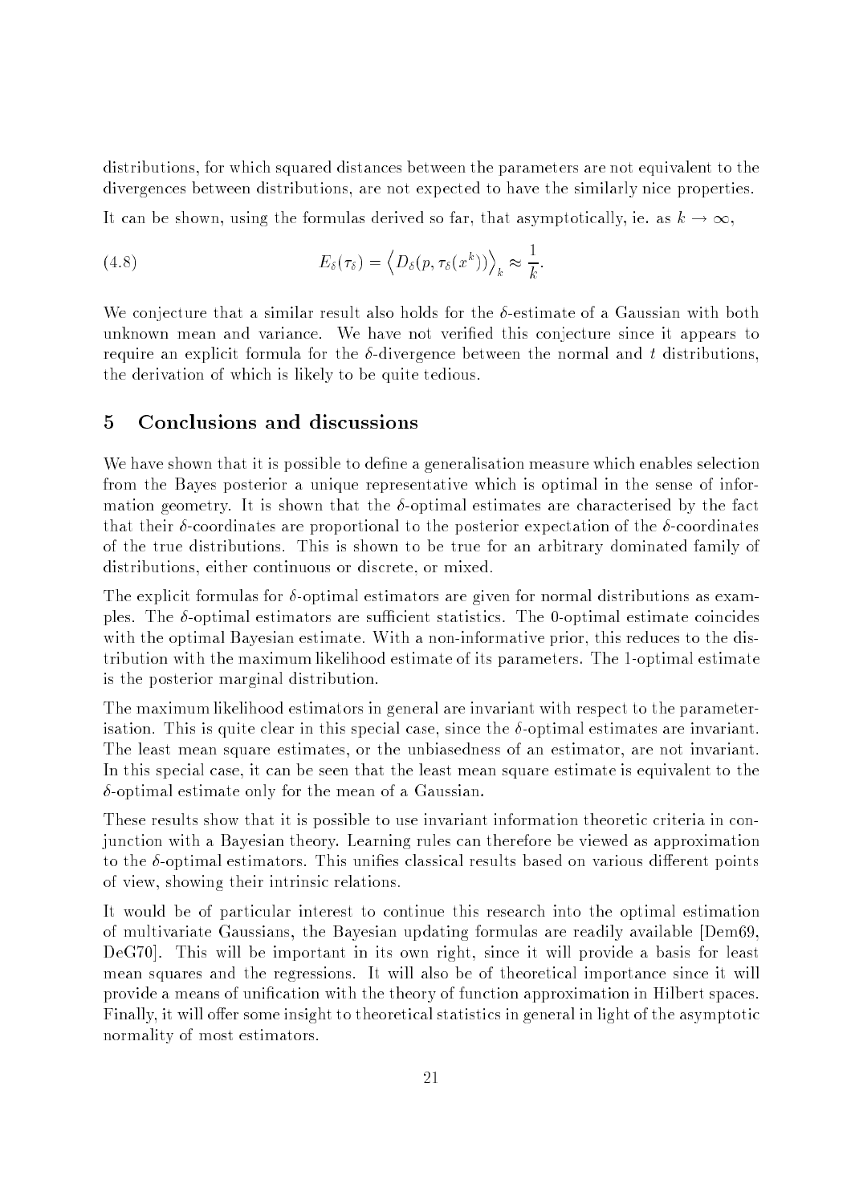distributions, for which squared distances between the parameters are not equivalent to the divergences between distributions, are not expected to have the similarly nice properties.

It can be shown, using the formulas derived so far, that asymptotically, ie. as $k \to \infty$,

$$E_\delta(\tau_\delta) = \left\langle D_\delta(p, \tau_\delta(x^k)) \right\rangle_k \approx \frac{1}{k}. \tag{4.8}$$

We conjecture that a similar result also holds for the $\delta$-estimate of a Gaussian with both unknown mean and variance. We have not verified this conjecture since it appears to require an explicit formula for the $\delta$-divergence between the normal and $t$ distributions, the derivation of which is likely to be quite tedious.

## 5 Conclusions and discussions

We have shown that it is possible to define a generalisation measure which enables selection from the Bayes posterior a unique representative which is optimal in the sense of information geometry. It is shown that the $\delta$-optimal estimates are characterised by the fact that their $\delta$-coordinates are proportional to the posterior expectation of the $\delta$-coordinates of the true distributions. This is shown to be true for an arbitrary dominated family of distributions, either continuous or discrete, or mixed.

The explicit formulas for $\delta$-optimal estimators are given for normal distributions as examples. The $\delta$-optimal estimators are sufficient statistics. The 0-optimal estimate coincides with the optimal Bayesian estimate. With a non-informative prior, this reduces to the distribution with the maximum likelihood estimate of its parameters. The 1-optimal estimate is the posterior marginal distribution.

The maximum likelihood estimators in general are invariant with respect to the parameterisation. This is quite clear in this special case, since the $\delta$-optimal estimates are invariant. The least mean square estimates, or the unbiasedness of an estimator, are not invariant. In this special case, it can be seen that the least mean square estimate is equivalent to the $\delta$-optimal estimate only for the mean of a Gaussian.

These results show that it is possible to use invariant information theoretic criteria in conjunction with a Bayesian theory. Learning rules can therefore be viewed as approximation to the $\delta$-optimal estimators. This unifies classical results based on various different points of view, showing their intrinsic relations.

It would be of particular interest to continue this research into the optimal estimation of multivariate Gaussians, the Bayesian updating formulas are readily available [Dem69, DeG70]. This will be important in its own right, since it will provide a basis for least mean squares and the regressions. It will also be of theoretical importance since it will provide a means of unification with the theory of function approximation in Hilbert spaces. Finally, it will offer some insight to theoretical statistics in general in light of the asymptotic normality of most estimators.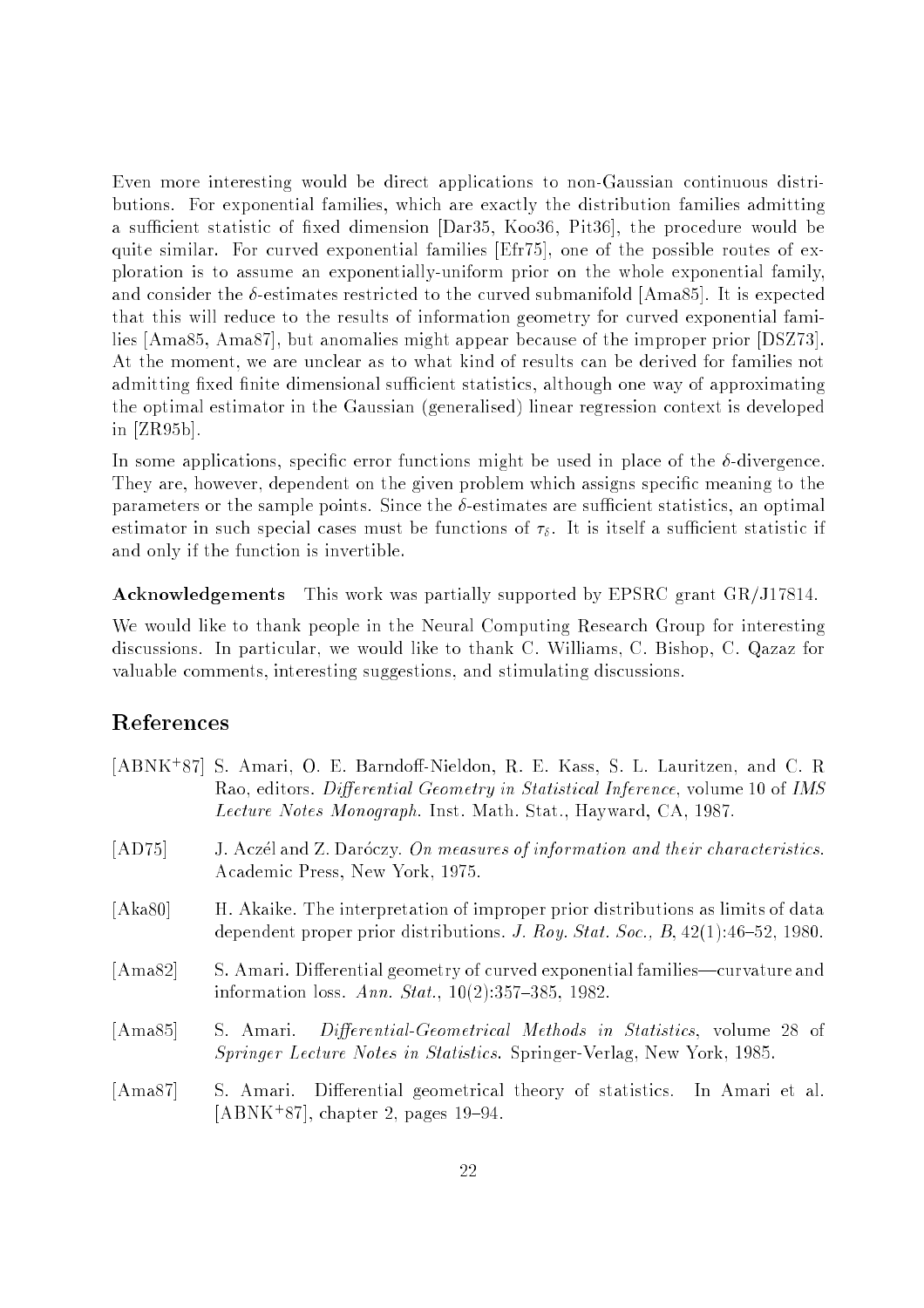Even more interesting would be direct applications to non-Gaussian continuous distributions. For exponential families, which are exactly the distribution families admitting a sufficient statistic of fixed dimension [Dar35, Koo36, Pit36], the procedure would be quite similar. For curved exponential families [Efr75], one of the possible routes of exploration is to assume an exponentially-uniform prior on the whole exponential family, and consider the $\delta$-estimates restricted to the curved submanifold [Ama85]. It is expected that this will reduce to the results of information geometry for curved exponential families [Ama85, Ama87], but anomalies might appear because of the improper prior [DSZ73]. At the moment, we are unclear as to what kind of results can be derived for families not admitting fixed finite dimensional sufficient statistics, although one way of approximating the optimal estimator in the Gaussian (generalised) linear regression context is developed in [ZR95b].

In some applications, specific error functions might be used in place of the $\delta$-divergence. They are, however, dependent on the given problem which assigns specific meaning to the parameters or the sample points. Since the $\delta$-estimates are sufficient statistics, an optimal estimator in such special cases must be functions of $\tau_\delta$. It is itself a sufficient statistic if and only if the function is invertible.

**Acknowledgements** This work was partially supported by EPSRC grant GR/J17814.

We would like to thank people in the Neural Computing Research Group for interesting discussions. In particular, we would like to thank C. Williams, C. Bishop, C. Qazaz for valuable comments, interesting suggestions, and stimulating discussions.

## References

[ABNK+87] S. Amari, O. E. Barndoff-Nieldon, R. E. Kass, S. L. Lauritzen, and C. R Rao, editors. *Differential Geometry in Statistical Inference*, volume 10 of *IMS Lecture Notes Monograph*. Inst. Math. Stat., Hayward, CA, 1987.

[AD75] J. Aczél and Z. Daróczy. *On measures of information and their characteristics*. Academic Press, New York, 1975.

[Aka80] H. Akaike. The interpretation of improper prior distributions as limits of data dependent proper prior distributions. *J. Roy. Stat. Soc., B*, 42(1):46–52, 1980.

[Ama82] S. Amari. Differential geometry of curved exponential families—curvature and information loss. *Ann. Stat.*, 10(2):357–385, 1982.

[Ama85] S. Amari. *Differential-Geometrical Methods in Statistics*, volume 28 of *Springer Lecture Notes in Statistics*. Springer-Verlag, New York, 1985.

[Ama87] S. Amari. Differential geometrical theory of statistics. In Amari et al. [ABNK+87], chapter 2, pages 19–94.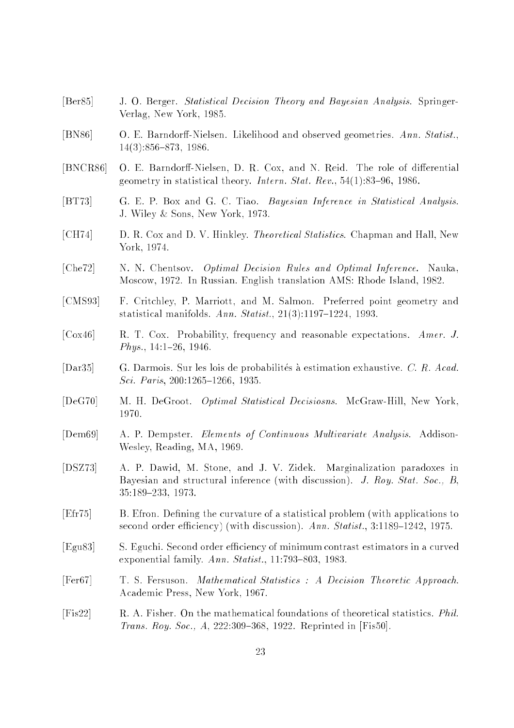[Ber85] J. O. Berger. *Statistical Decision Theory and Bayesian Analysis*. Springer-Verlag, New York, 1985.

[BN86] O. E. Barndorff-Nielsen. Likelihood and observed geometries. *Ann. Statist.*, 14(3):856–873, 1986.

[BNCR86] O. E. Barndorff-Nielsen, D. R. Cox, and N. Reid. The role of differential geometry in statistical theory. *Intern. Stat. Rev.*, 54(1):83–96, 1986.

[BT73] G. E. P. Box and G. C. Tiao. *Bayesian Inference in Statistical Analysis*. J. Wiley & Sons, New York, 1973.

[CH74] D. R. Cox and D. V. Hinkley. *Theoretical Statistics*. Chapman and Hall, New York, 1974.

[Che72] N. N. Chentsov. *Optimal Decision Rules and Optimal Inference*. Nauka, Moscow, 1972. In Russian. English translation AMS: Rhode Island, 1982.

[CMS93] F. Critchley, P. Marriott, and M. Salmon. Preferred point geometry and statistical manifolds. *Ann. Statist.*, 21(3):1197–1224, 1993.

[Cox46] R. T. Cox. Probability, frequency and reasonable expectations. *Amer. J. Phys.*, 14:1–26, 1946.

[Dar35] G. Darmois. Sur les lois de probabilités à estimation exhaustive. *C. R. Acad. Sci. Paris*, 200:1265–1266, 1935.

[DeG70] M. H. DeGroot. *Optimal Statistical Decisiosns*. McGraw-Hill, New York, 1970.

[Dem69] A. P. Dempster. *Elements of Continuous Multivariate Analysis*. Addison-Wesley, Reading, MA, 1969.

[DSZ73] A. P. Dawid, M. Stone, and J. V. Zidek. Marginalization paradoxes in Bayesian and structural inference (with discussion). *J. Roy. Stat. Soc., B*, 35:189–233, 1973.

[Efr75] B. Efron. Defining the curvature of a statistical problem (with applications to second order efficiency) (with discussion). *Ann. Statist.*, 3:1189–1242, 1975.

[Egu83] S. Eguchi. Second order efficiency of minimum contrast estimators in a curved exponential family. *Ann. Statist.*, 11:793–803, 1983.

[Fer67] T. S. Fersuson. *Mathematical Statistics : A Decision Theoretic Approach*. Academic Press, New York, 1967.

[Fis22] R. A. Fisher. On the mathematical foundations of theoretical statistics. *Phil. Trans. Roy. Soc., A*, 222:309–368, 1922. Reprinted in [Fis50].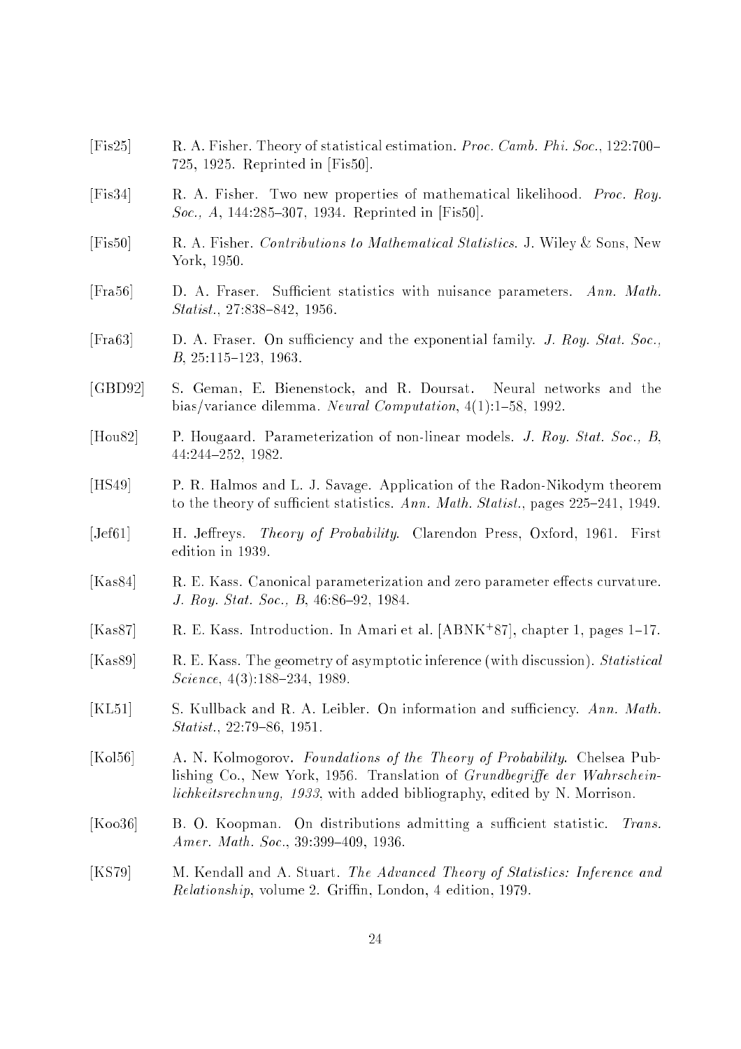[Fis25] R. A. Fisher. Theory of statistical estimation. *Proc. Camb. Phi. Soc.*, 122:700–725, 1925. Reprinted in [Fis50].

[Fis34] R. A. Fisher. Two new properties of mathematical likelihood. *Proc. Roy. Soc., A*, 144:285–307, 1934. Reprinted in [Fis50].

[Fis50] R. A. Fisher. *Contributions to Mathematical Statistics*. J. Wiley & Sons, New York, 1950.

[Fra56] D. A. Fraser. Sufficient statistics with nuisance parameters. *Ann. Math. Statist.*, 27:838–842, 1956.

[Fra63] D. A. Fraser. On sufficiency and the exponential family. *J. Roy. Stat. Soc., B*, 25:115–123, 1963.

[GBD92] S. Geman, E. Bienenstock, and R. Doursat. Neural networks and the bias/variance dilemma. *Neural Computation*, 4(1):1–58, 1992.

[Hou82] P. Hougaard. Parameterization of non-linear models. *J. Roy. Stat. Soc., B*, 44:244–252, 1982.

[HS49] P. R. Halmos and L. J. Savage. Application of the Radon-Nikodym theorem to the theory of sufficient statistics. *Ann. Math. Statist.*, pages 225–241, 1949.

[Jef61] H. Jeffreys. *Theory of Probability*. Clarendon Press, Oxford, 1961. First edition in 1939.

[Kas84] R. E. Kass. Canonical parameterization and zero parameter effects curvature. *J. Roy. Stat. Soc., B*, 46:86–92, 1984.

[Kas87] R. E. Kass. Introduction. In Amari et al. [ABNK+87], chapter 1, pages 1–17.

[Kas89] R. E. Kass. The geometry of asymptotic inference (with discussion). *Statistical Science*, 4(3):188–234, 1989.

[KL51] S. Kullback and R. A. Leibler. On information and sufficiency. *Ann. Math. Statist.*, 22:79–86, 1951.

[Kol56] A. N. Kolmogorov. *Foundations of the Theory of Probability*. Chelsea Publishing Co., New York, 1956. Translation of *Grundbegriffe der Wahrscheinlichkeitsrechnung, 1933*, with added bibliography, edited by N. Morrison.

[Koo36] B. O. Koopman. On distributions admitting a sufficient statistic. *Trans. Amer. Math. Soc.*, 39:399–409, 1936.

[KS79] M. Kendall and A. Stuart. *The Advanced Theory of Statistics: Inference and Relationship*, volume 2. Griffin, London, 4 edition, 1979.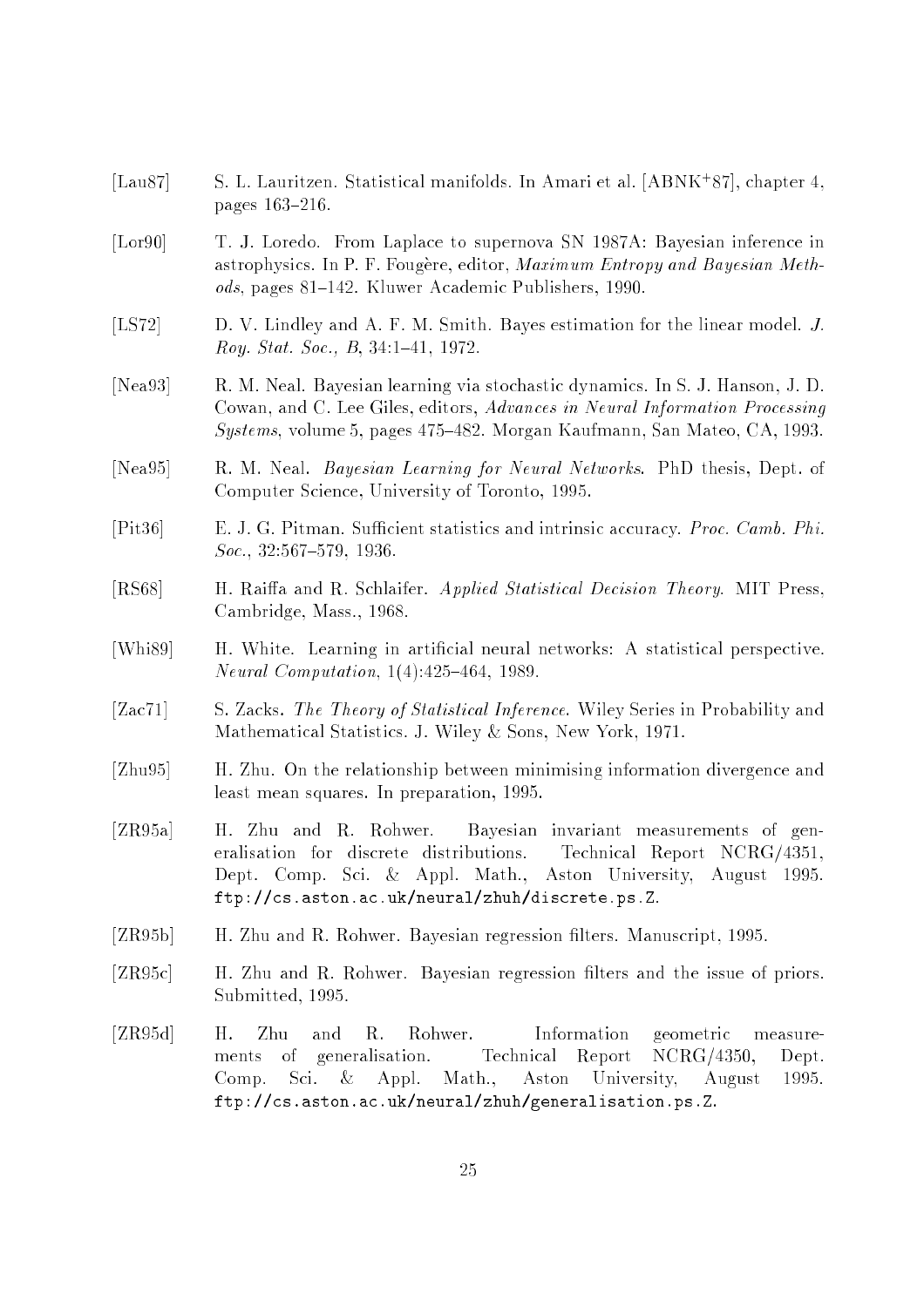[Lau87] S. L. Lauritzen. Statistical manifolds. In Amari et al. [ABNK+87], chapter 4, pages 163–216.

[Lor90] T. J. Loredo. From Laplace to supernova SN 1987A: Bayesian inference in astrophysics. In P. F. Fougère, editor, *Maximum Entropy and Bayesian Methods*, pages 81–142. Kluwer Academic Publishers, 1990.

[LS72] D. V. Lindley and A. F. M. Smith. Bayes estimation for the linear model. *J. Roy. Stat. Soc., B*, 34:1–41, 1972.

[Nea93] R. M. Neal. Bayesian learning via stochastic dynamics. In S. J. Hanson, J. D. Cowan, and C. Lee Giles, editors, *Advances in Neural Information Processing Systems*, volume 5, pages 475–482. Morgan Kaufmann, San Mateo, CA, 1993.

[Nea95] R. M. Neal. *Bayesian Learning for Neural Networks*. PhD thesis, Dept. of Computer Science, University of Toronto, 1995.

[Pit36] E. J. G. Pitman. Sufficient statistics and intrinsic accuracy. *Proc. Camb. Phi. Soc.*, 32:567–579, 1936.

[RS68] H. Raiffa and R. Schlaifer. *Applied Statistical Decision Theory*. MIT Press, Cambridge, Mass., 1968.

[Whi89] H. White. Learning in artificial neural networks: A statistical perspective. *Neural Computation*, 1(4):425–464, 1989.

[Zac71] S. Zacks. *The Theory of Statistical Inference*. Wiley Series in Probability and Mathematical Statistics. J. Wiley & Sons, New York, 1971.

[Zhu95] H. Zhu. On the relationship between minimising information divergence and least mean squares. In preparation, 1995.

[ZR95a] H. Zhu and R. Rohwer. Bayesian invariant measurements of generalisation for discrete distributions. Technical Report NCRG/4351, Dept. Comp. Sci. & Appl. Math., Aston University, August 1995. `ftp://cs.aston.ac.uk/neural/zhuh/discrete.ps.Z`.

[ZR95b] H. Zhu and R. Rohwer. Bayesian regression filters. Manuscript, 1995.

[ZR95c] H. Zhu and R. Rohwer. Bayesian regression filters and the issue of priors. Submitted, 1995.

[ZR95d] H. Zhu and R. Rohwer. Information geometric measurements of generalisation. Technical Report NCRG/4350, Dept. Comp. Sci. & Appl. Math., Aston University, August 1995. `ftp://cs.aston.ac.uk/neural/zhuh/generalisation.ps.Z`.